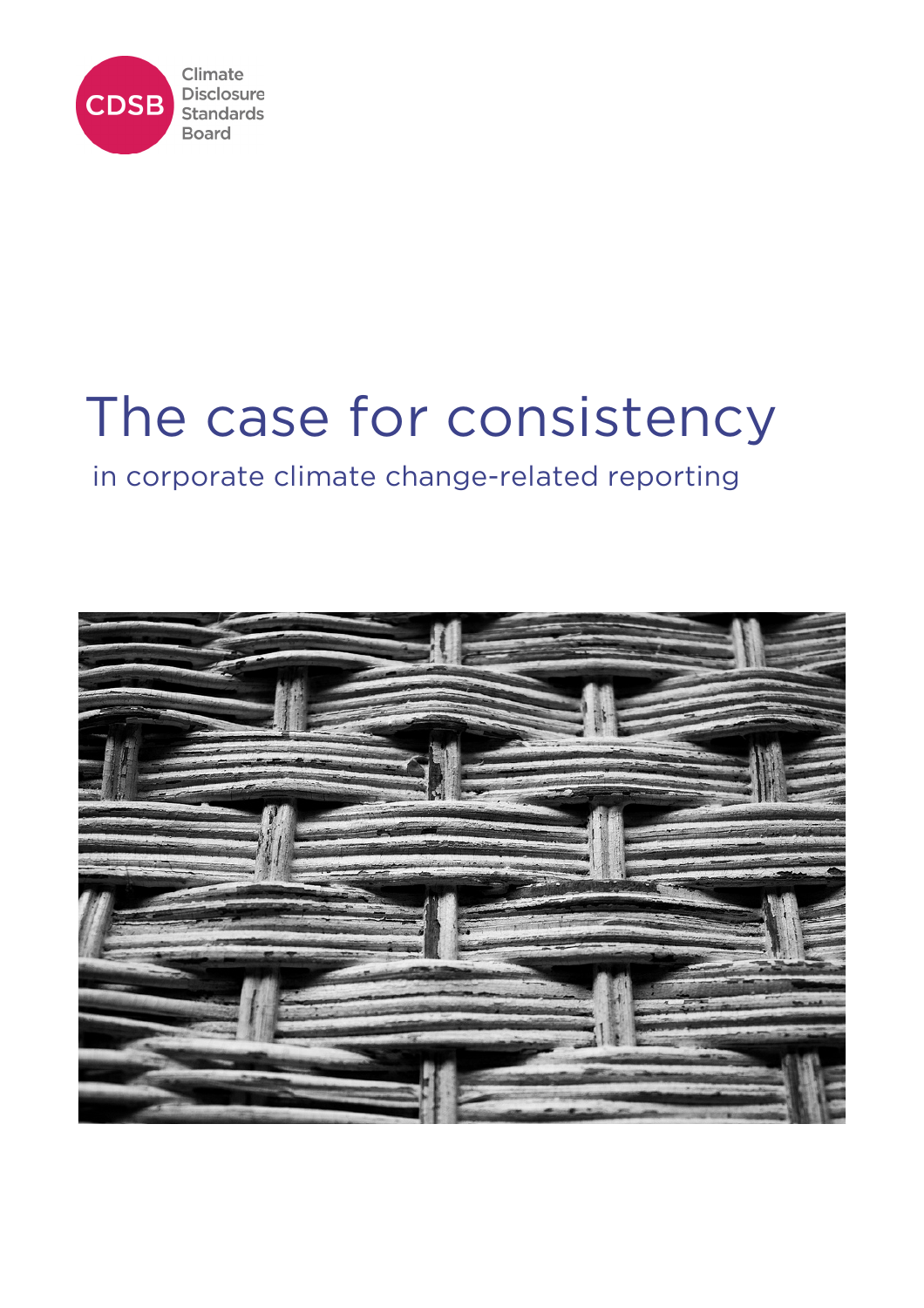CDSB Climate Disclosure Standards Board

# The case for consistency

## in corporate climate change-related reporting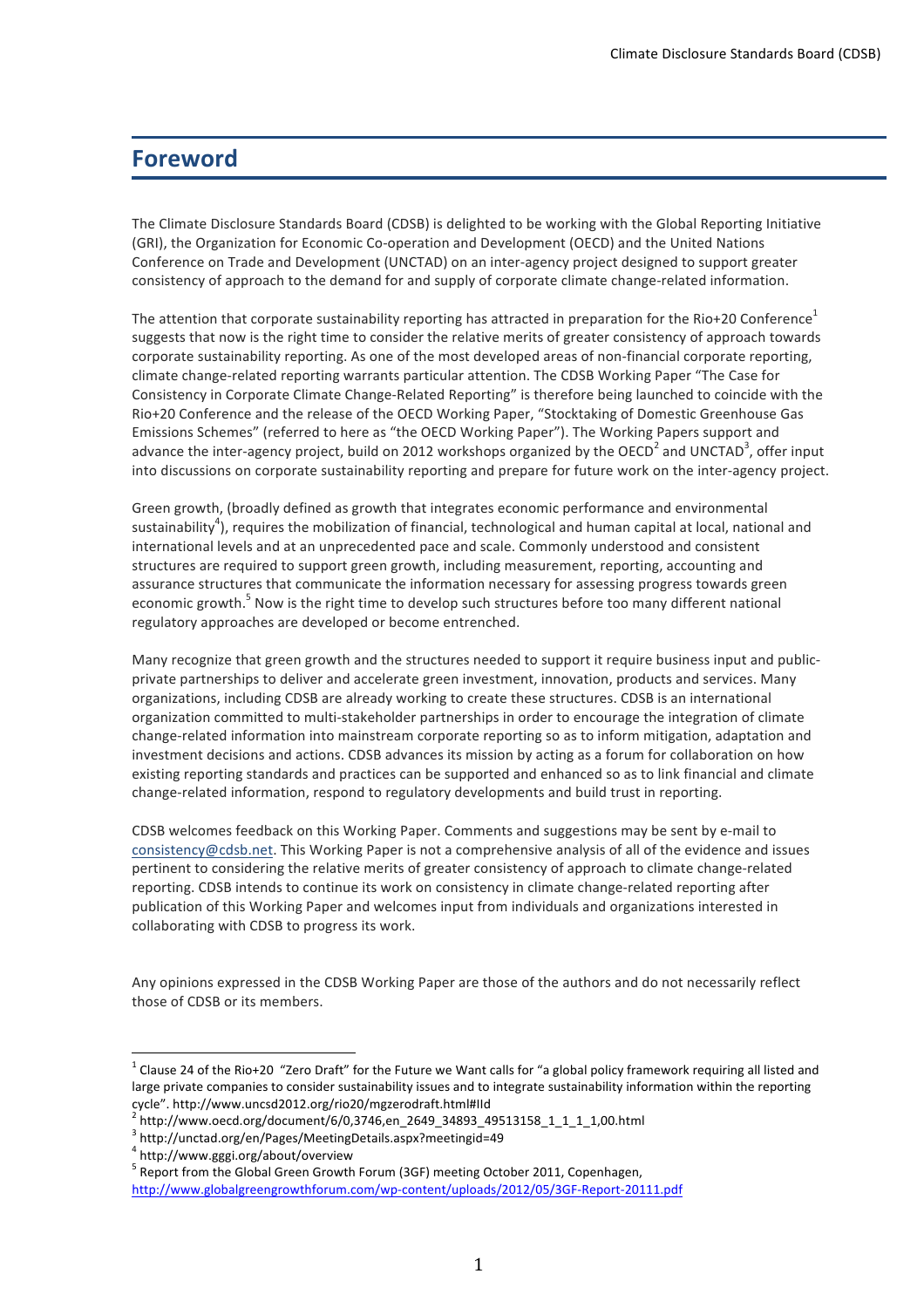# Foreword

The Climate Disclosure Standards Board (CDSB) is delighted to be working with the Global Reporting Initiative (GRI), the Organization for Economic Co-operation and Development (OECD) and the United Nations Conference on Trade and Development (UNCTAD) on an inter-agency project designed to support greater consistency of approach to the demand for and supply of corporate climate change-related information.

The attention that corporate sustainability reporting has attracted in preparation for the Rio+20 Conference[1] suggests that now is the right time to consider the relative merits of greater consistency of approach towards corporate sustainability reporting. As one of the most developed areas of non-financial corporate reporting, climate change-related reporting warrants particular attention. The CDSB Working Paper "The Case for Consistency in Corporate Climate Change-Related Reporting" is therefore being launched to coincide with the Rio+20 Conference and the release of the OECD Working Paper, "Stocktaking of Domestic Greenhouse Gas Emissions Schemes" (referred to here as "the OECD Working Paper"). The Working Papers support and advance the inter-agency project, build on 2012 workshops organized by the OECD[2] and UNCTAD[3], offer input into discussions on corporate sustainability reporting and prepare for future work on the inter-agency project.

Green growth, (broadly defined as growth that integrates economic performance and environmental sustainability[4]), requires the mobilization of financial, technological and human capital at local, national and international levels and at an unprecedented pace and scale. Commonly understood and consistent structures are required to support green growth, including measurement, reporting, accounting and assurance structures that communicate the information necessary for assessing progress towards green economic growth.[5] Now is the right time to develop such structures before too many different national regulatory approaches are developed or become entrenched.

Many recognize that green growth and the structures needed to support it require business input and public-private partnerships to deliver and accelerate green investment, innovation, products and services. Many organizations, including CDSB are already working to create these structures. CDSB is an international organization committed to multi-stakeholder partnerships in order to encourage the integration of climate change-related information into mainstream corporate reporting so as to inform mitigation, adaptation and investment decisions and actions. CDSB advances its mission by acting as a forum for collaboration on how existing reporting standards and practices can be supported and enhanced so as to link financial and climate change-related information, respond to regulatory developments and build trust in reporting.

CDSB welcomes feedback on this Working Paper. Comments and suggestions may be sent by e-mail to consistency@cdsb.net. This Working Paper is not a comprehensive analysis of all of the evidence and issues pertinent to considering the relative merits of greater consistency of approach to climate change-related reporting. CDSB intends to continue its work on consistency in climate change-related reporting after publication of this Working Paper and welcomes input from individuals and organizations interested in collaborating with CDSB to progress its work.

Any opinions expressed in the CDSB Working Paper are those of the authors and do not necessarily reflect those of CDSB or its members.

---

[1] Clause 24 of the Rio+20 "Zero Draft" for the Future we Want calls for "a global policy framework requiring all listed and large private companies to consider sustainability issues and to integrate sustainability information within the reporting cycle". http://www.uncsd2012.org/rio20/mgzerodraft.html#IId

[2] http://www.oecd.org/document/6/0,3746,en_2649_34893_49513158_1_1_1_1,00.html

[3] http://unctad.org/en/Pages/MeetingDetails.aspx?meetingid=49

[4] http://www.gggi.org/about/overview

[5] Report from the Global Green Growth Forum (3GF) meeting October 2011, Copenhagen, http://www.globalgreengrowthforum.com/wp-content/uploads/2012/05/3GF-Report-20111.pdf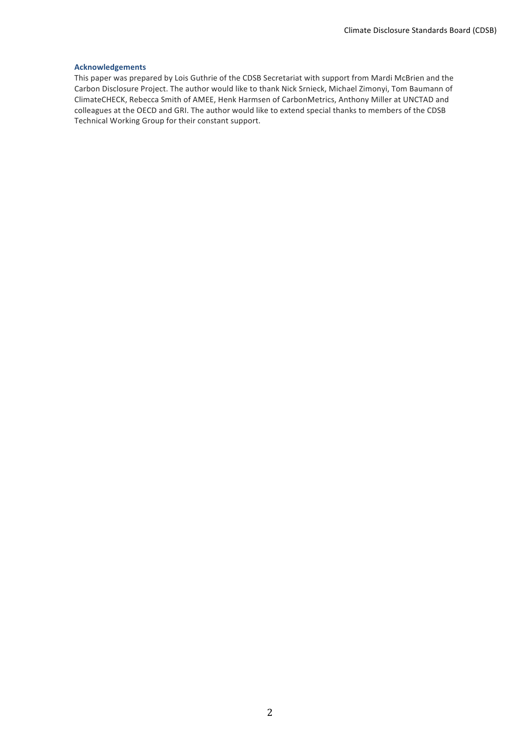### Acknowledgements

This paper was prepared by Lois Guthrie of the CDSB Secretariat with support from Mardi McBrien and the Carbon Disclosure Project. The author would like to thank Nick Srnieck, Michael Zimonyi, Tom Baumann of ClimateCHECK, Rebecca Smith of AMEE, Henk Harmsen of CarbonMetrics, Anthony Miller at UNCTAD and colleagues at the OECD and GRI. The author would like to extend special thanks to members of the CDSB Technical Working Group for their constant support.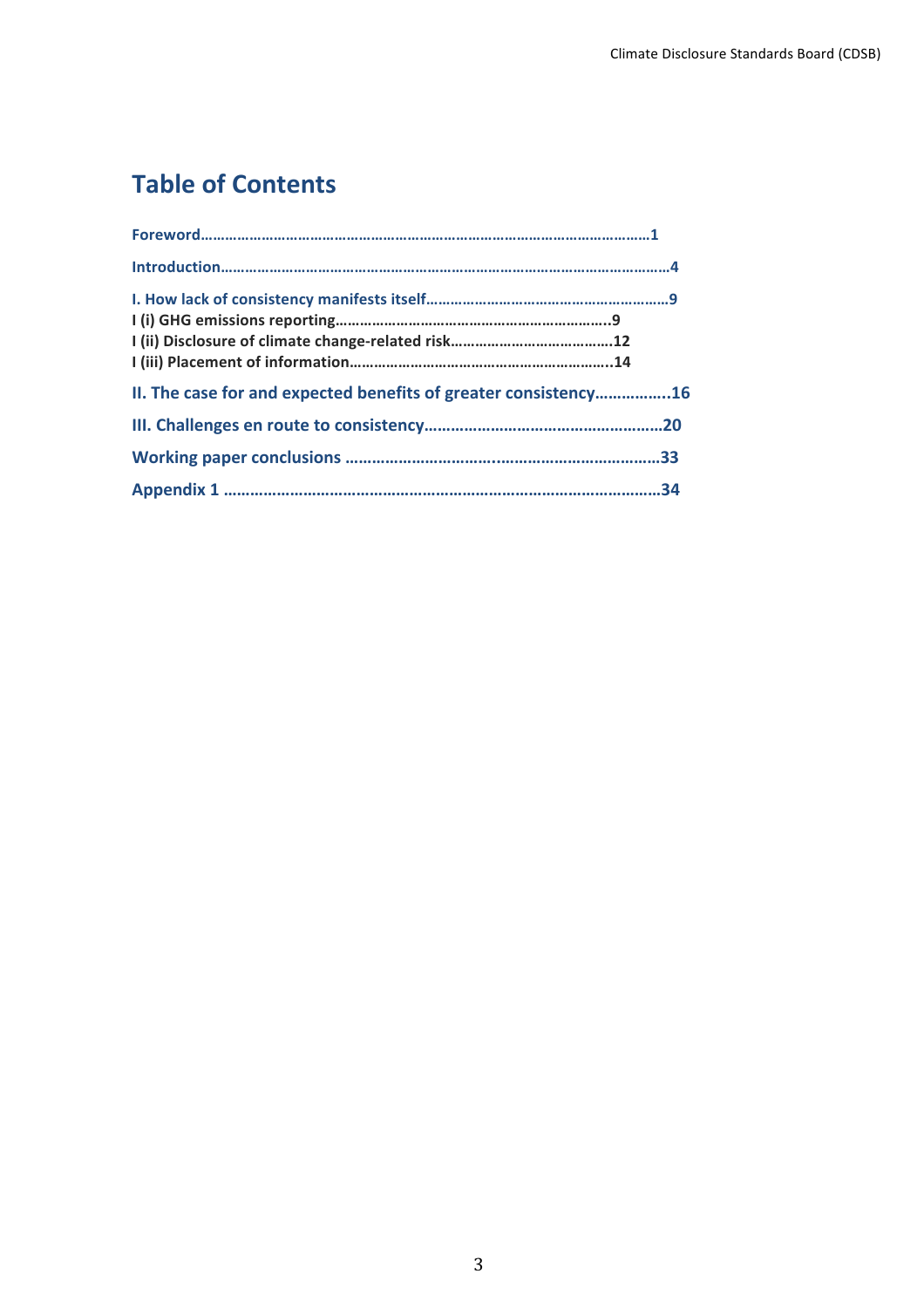# Table of Contents

**Foreword……………………………………………………………………………………………………1**

**Introduction…………………………………………………………………………………………………4**

**I. How lack of consistency manifests itself……………………………………………………9**
**I (i) GHG emissions reporting…………………………………………………………..9**
**I (ii) Disclosure of climate change-related risk…………………………………12**
**I (iii) Placement of information…………………………………………………………..14**

**II. The case for and expected benefits of greater consistency……………..16**

**III. Challenges en route to consistency…………………………………………………20**

**Working paper conclusions ………………………………..……………………………33**

**Appendix 1 ……………………………………………………………………………………34**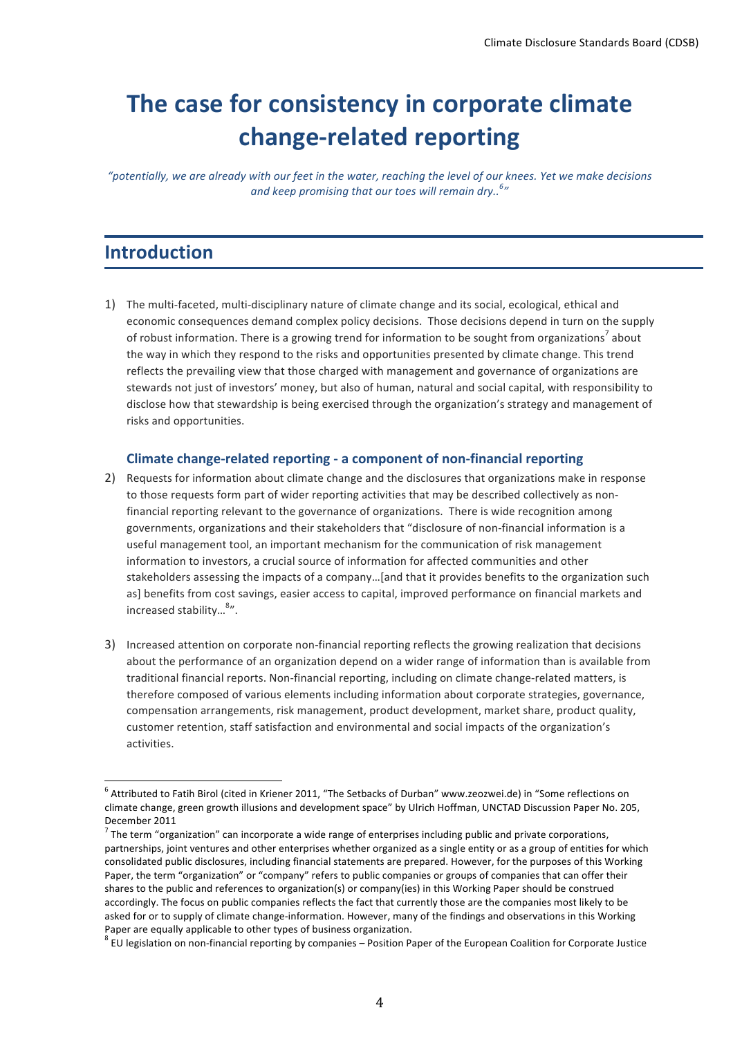# The case for consistency in corporate climate change-related reporting

*"potentially, we are already with our feet in the water, reaching the level of our knees. Yet we make decisions and keep promising that our toes will remain dry..[6]"*

## Introduction

1) The multi-faceted, multi-disciplinary nature of climate change and its social, ecological, ethical and economic consequences demand complex policy decisions. Those decisions depend in turn on the supply of robust information. There is a growing trend for information to be sought from organizations[7] about the way in which they respond to the risks and opportunities presented by climate change. This trend reflects the prevailing view that those charged with management and governance of organizations are stewards not just of investors' money, but also of human, natural and social capital, with responsibility to disclose how that stewardship is being exercised through the organization's strategy and management of risks and opportunities.

### Climate change-related reporting - a component of non-financial reporting

2) Requests for information about climate change and the disclosures that organizations make in response to those requests form part of wider reporting activities that may be described collectively as non-financial reporting relevant to the governance of organizations. There is wide recognition among governments, organizations and their stakeholders that "disclosure of non-financial information is a useful management tool, an important mechanism for the communication of risk management information to investors, a crucial source of information for affected communities and other stakeholders assessing the impacts of a company…[and that it provides benefits to the organization such as] benefits from cost savings, easier access to capital, improved performance on financial markets and increased stability…[8]".

3) Increased attention on corporate non-financial reporting reflects the growing realization that decisions about the performance of an organization depend on a wider range of information than is available from traditional financial reports. Non-financial reporting, including on climate change-related matters, is therefore composed of various elements including information about corporate strategies, governance, compensation arrangements, risk management, product development, market share, product quality, customer retention, staff satisfaction and environmental and social impacts of the organization's activities.

---

[6] Attributed to Fatih Birol (cited in Kriener 2011, "The Setbacks of Durban" www.zeozwei.de) in "Some reflections on climate change, green growth illusions and development space" by Ulrich Hoffman, UNCTAD Discussion Paper No. 205, December 2011

[7] The term "organization" can incorporate a wide range of enterprises including public and private corporations, partnerships, joint ventures and other enterprises whether organized as a single entity or as a group of entities for which consolidated public disclosures, including financial statements are prepared. However, for the purposes of this Working Paper, the term "organization" or "company" refers to public companies or groups of companies that can offer their shares to the public and references to organization(s) or company(ies) in this Working Paper should be construed accordingly. The focus on public companies reflects the fact that currently those are the companies most likely to be asked for or to supply of climate change-information. However, many of the findings and observations in this Working Paper are equally applicable to other types of business organization.

[8] EU legislation on non-financial reporting by companies – Position Paper of the European Coalition for Corporate Justice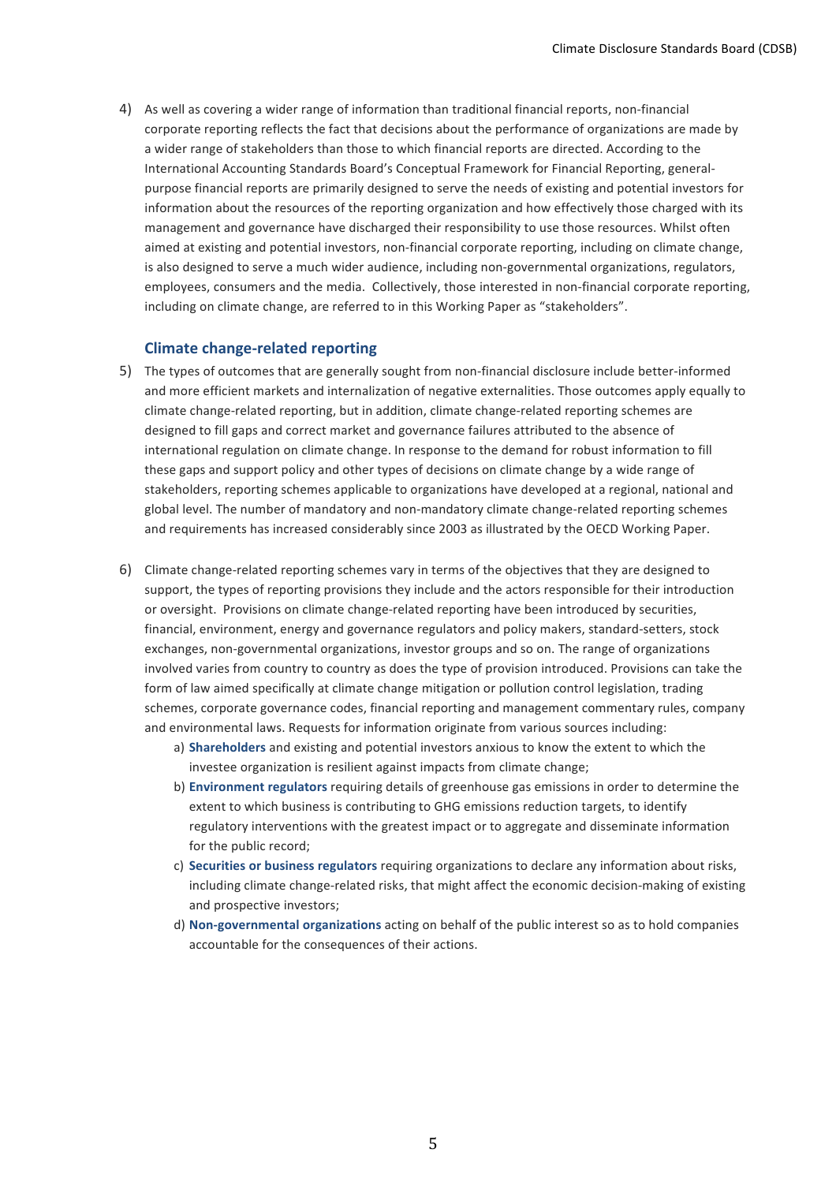4) As well as covering a wider range of information than traditional financial reports, non-financial corporate reporting reflects the fact that decisions about the performance of organizations are made by a wider range of stakeholders than those to which financial reports are directed. According to the International Accounting Standards Board's Conceptual Framework for Financial Reporting, general-purpose financial reports are primarily designed to serve the needs of existing and potential investors for information about the resources of the reporting organization and how effectively those charged with its management and governance have discharged their responsibility to use those resources. Whilst often aimed at existing and potential investors, non-financial corporate reporting, including on climate change, is also designed to serve a much wider audience, including non-governmental organizations, regulators, employees, consumers and the media. Collectively, those interested in non-financial corporate reporting, including on climate change, are referred to in this Working Paper as "stakeholders".

### Climate change-related reporting

5) The types of outcomes that are generally sought from non-financial disclosure include better-informed and more efficient markets and internalization of negative externalities. Those outcomes apply equally to climate change-related reporting, but in addition, climate change-related reporting schemes are designed to fill gaps and correct market and governance failures attributed to the absence of international regulation on climate change. In response to the demand for robust information to fill these gaps and support policy and other types of decisions on climate change by a wide range of stakeholders, reporting schemes applicable to organizations have developed at a regional, national and global level. The number of mandatory and non-mandatory climate change-related reporting schemes and requirements has increased considerably since 2003 as illustrated by the OECD Working Paper.

6) Climate change-related reporting schemes vary in terms of the objectives that they are designed to support, the types of reporting provisions they include and the actors responsible for their introduction or oversight. Provisions on climate change-related reporting have been introduced by securities, financial, environment, energy and governance regulators and policy makers, standard-setters, stock exchanges, non-governmental organizations, investor groups and so on. The range of organizations involved varies from country to country as does the type of provision introduced. Provisions can take the form of law aimed specifically at climate change mitigation or pollution control legislation, trading schemes, corporate governance codes, financial reporting and management commentary rules, company and environmental laws. Requests for information originate from various sources including:
   a) **Shareholders** and existing and potential investors anxious to know the extent to which the investee organization is resilient against impacts from climate change;
   b) **Environment regulators** requiring details of greenhouse gas emissions in order to determine the extent to which business is contributing to GHG emissions reduction targets, to identify regulatory interventions with the greatest impact or to aggregate and disseminate information for the public record;
   c) **Securities or business regulators** requiring organizations to declare any information about risks, including climate change-related risks, that might affect the economic decision-making of existing and prospective investors;
   d) **Non-governmental organizations** acting on behalf of the public interest so as to hold companies accountable for the consequences of their actions.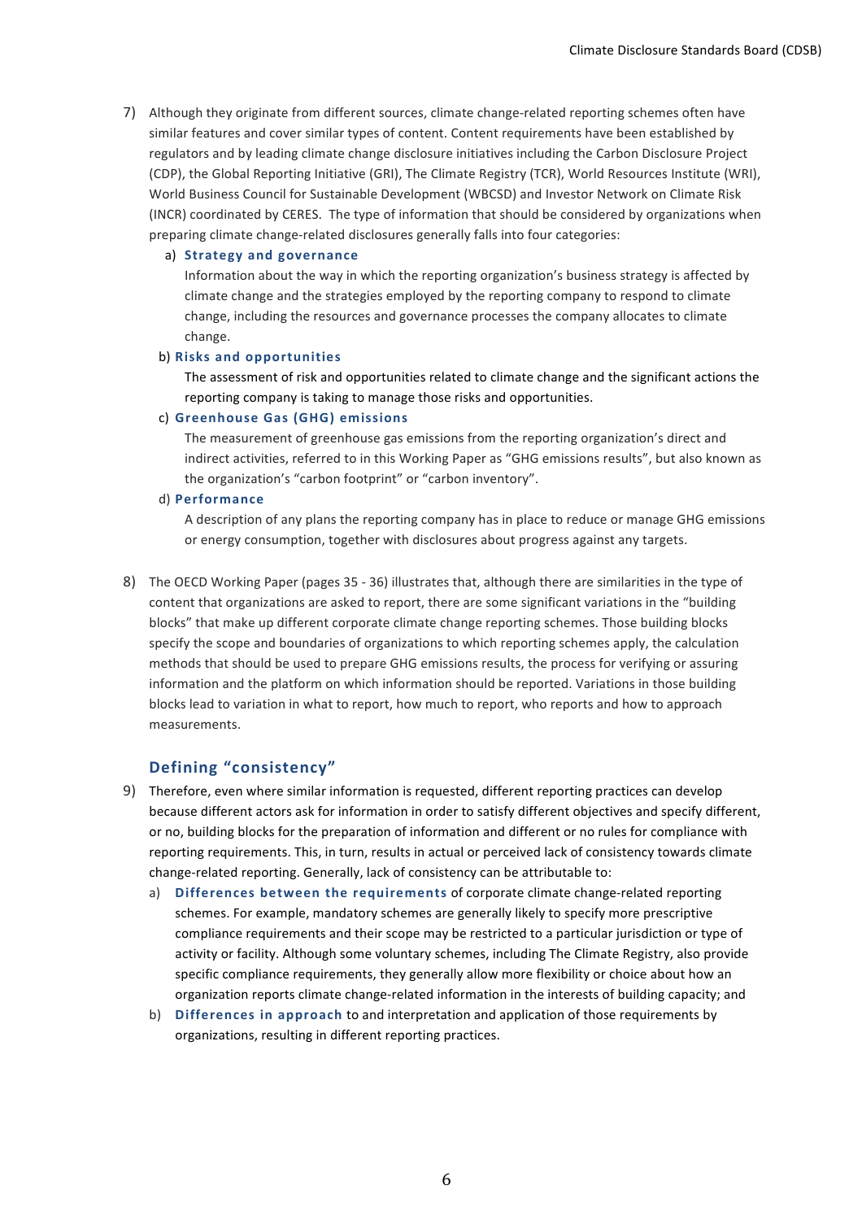7) Although they originate from different sources, climate change-related reporting schemes often have similar features and cover similar types of content. Content requirements have been established by regulators and by leading climate change disclosure initiatives including the Carbon Disclosure Project (CDP), the Global Reporting Initiative (GRI), The Climate Registry (TCR), World Resources Institute (WRI), World Business Council for Sustainable Development (WBCSD) and Investor Network on Climate Risk (INCR) coordinated by CERES. The type of information that should be considered by organizations when preparing climate change-related disclosures generally falls into four categories:

   a) **Strategy and governance**
      Information about the way in which the reporting organization's business strategy is affected by climate change and the strategies employed by the reporting company to respond to climate change, including the resources and governance processes the company allocates to climate change.

   b) **Risks and opportunities**
      The assessment of risk and opportunities related to climate change and the significant actions the reporting company is taking to manage those risks and opportunities.

   c) **Greenhouse Gas (GHG) emissions**
      The measurement of greenhouse gas emissions from the reporting organization's direct and indirect activities, referred to in this Working Paper as "GHG emissions results", but also known as the organization's "carbon footprint" or "carbon inventory".

   d) **Performance**
      A description of any plans the reporting company has in place to reduce or manage GHG emissions or energy consumption, together with disclosures about progress against any targets.

8) The OECD Working Paper (pages 35 - 36) illustrates that, although there are similarities in the type of content that organizations are asked to report, there are some significant variations in the "building blocks" that make up different corporate climate change reporting schemes. Those building blocks specify the scope and boundaries of organizations to which reporting schemes apply, the calculation methods that should be used to prepare GHG emissions results, the process for verifying or assuring information and the platform on which information should be reported. Variations in those building blocks lead to variation in what to report, how much to report, who reports and how to approach measurements.

## Defining "consistency"

9) Therefore, even where similar information is requested, different reporting practices can develop because different actors ask for information in order to satisfy different objectives and specify different, or no, building blocks for the preparation of information and different or no rules for compliance with reporting requirements. This, in turn, results in actual or perceived lack of consistency towards climate change-related reporting. Generally, lack of consistency can be attributable to:

   a) **Differences between the requirements** of corporate climate change-related reporting schemes. For example, mandatory schemes are generally likely to specify more prescriptive compliance requirements and their scope may be restricted to a particular jurisdiction or type of activity or facility. Although some voluntary schemes, including The Climate Registry, also provide specific compliance requirements, they generally allow more flexibility or choice about how an organization reports climate change-related information in the interests of building capacity; and

   b) **Differences in approach** to and interpretation and application of those requirements by organizations, resulting in different reporting practices.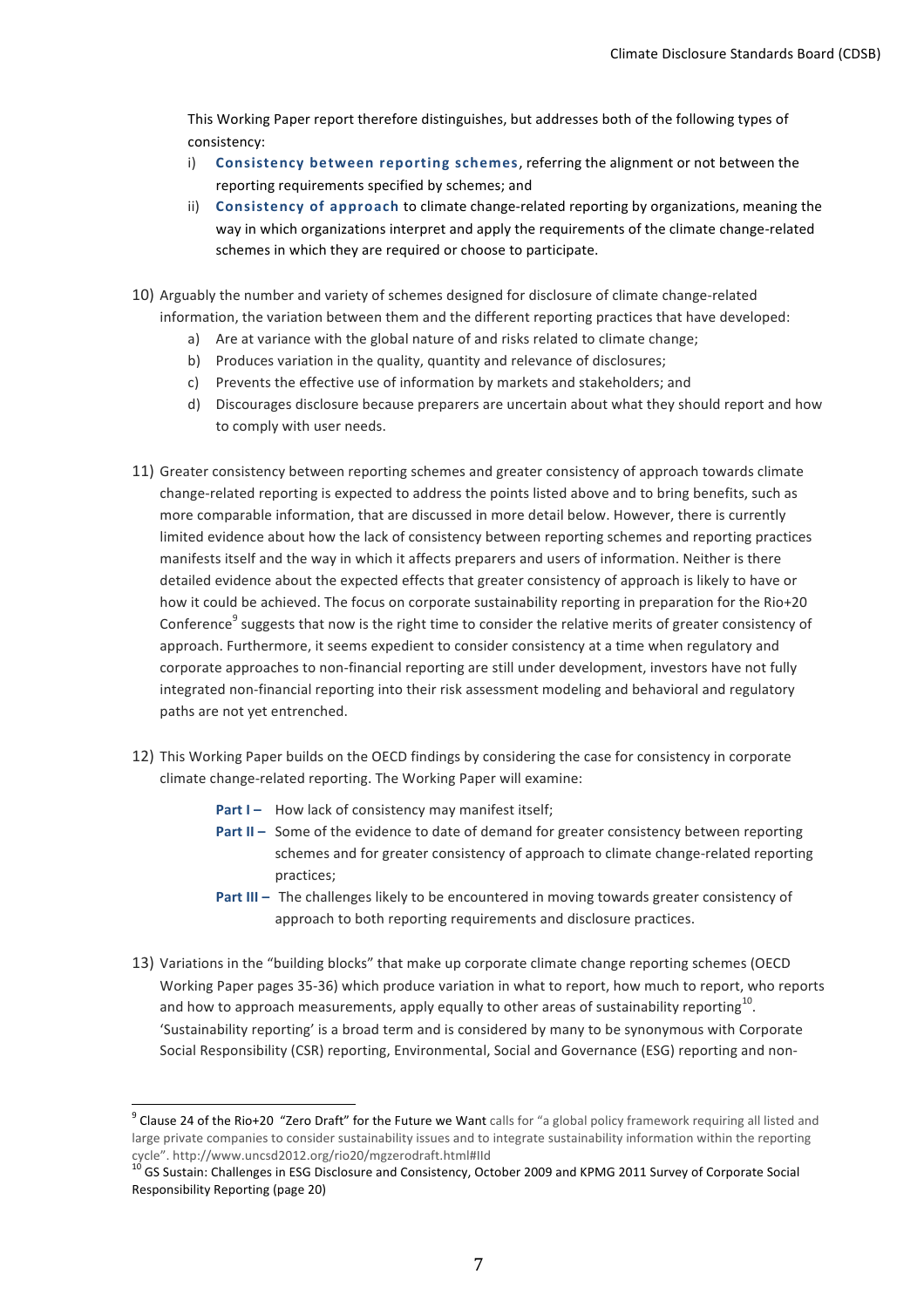This Working Paper report therefore distinguishes, but addresses both of the following types of consistency:

i) **Consistency between reporting schemes**, referring the alignment or not between the reporting requirements specified by schemes; and

ii) **Consistency of approach** to climate change-related reporting by organizations, meaning the way in which organizations interpret and apply the requirements of the climate change-related schemes in which they are required or choose to participate.

10) Arguably the number and variety of schemes designed for disclosure of climate change-related information, the variation between them and the different reporting practices that have developed:
    a) Are at variance with the global nature of and risks related to climate change;
    b) Produces variation in the quality, quantity and relevance of disclosures;
    c) Prevents the effective use of information by markets and stakeholders; and
    d) Discourages disclosure because preparers are uncertain about what they should report and how to comply with user needs.

11) Greater consistency between reporting schemes and greater consistency of approach towards climate change-related reporting is expected to address the points listed above and to bring benefits, such as more comparable information, that are discussed in more detail below. However, there is currently limited evidence about how the lack of consistency between reporting schemes and reporting practices manifests itself and the way in which it affects preparers and users of information. Neither is there detailed evidence about the expected effects that greater consistency of approach is likely to have or how it could be achieved. The focus on corporate sustainability reporting in preparation for the Rio+20 Conference[9] suggests that now is the right time to consider the relative merits of greater consistency of approach. Furthermore, it seems expedient to consider consistency at a time when regulatory and corporate approaches to non-financial reporting are still under development, investors have not fully integrated non-financial reporting into their risk assessment modeling and behavioral and regulatory paths are not yet entrenched.

12) This Working Paper builds on the OECD findings by considering the case for consistency in corporate climate change-related reporting. The Working Paper will examine:

    **Part I –** How lack of consistency may manifest itself;

    **Part II –** Some of the evidence to date of demand for greater consistency between reporting schemes and for greater consistency of approach to climate change-related reporting practices;

    **Part III –** The challenges likely to be encountered in moving towards greater consistency of approach to both reporting requirements and disclosure practices.

13) Variations in the "building blocks" that make up corporate climate change reporting schemes (OECD Working Paper pages 35-36) which produce variation in what to report, how much to report, who reports and how to approach measurements, apply equally to other areas of sustainability reporting[10]. 'Sustainability reporting' is a broad term and is considered by many to be synonymous with Corporate Social Responsibility (CSR) reporting, Environmental, Social and Governance (ESG) reporting and non-

---

[9] Clause 24 of the Rio+20 "Zero Draft" for the Future we Want calls for "a global policy framework requiring all listed and large private companies to consider sustainability issues and to integrate sustainability information within the reporting cycle". http://www.uncsd2012.org/rio20/mgzerodraft.html#IId

[10] GS Sustain: Challenges in ESG Disclosure and Consistency, October 2009 and KPMG 2011 Survey of Corporate Social Responsibility Reporting (page 20)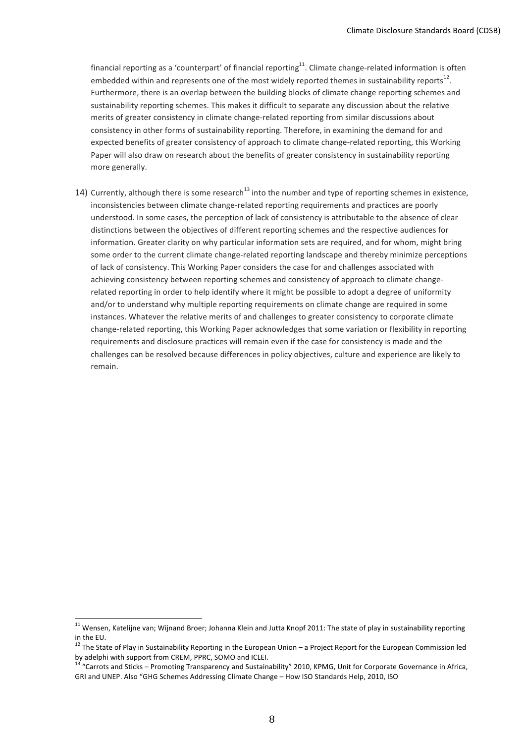financial reporting as a 'counterpart' of financial reporting[11]. Climate change-related information is often embedded within and represents one of the most widely reported themes in sustainability reports[12]. Furthermore, there is an overlap between the building blocks of climate change reporting schemes and sustainability reporting schemes. This makes it difficult to separate any discussion about the relative merits of greater consistency in climate change-related reporting from similar discussions about consistency in other forms of sustainability reporting. Therefore, in examining the demand for and expected benefits of greater consistency of approach to climate change-related reporting, this Working Paper will also draw on research about the benefits of greater consistency in sustainability reporting more generally.

14) Currently, although there is some research[13] into the number and type of reporting schemes in existence, inconsistencies between climate change-related reporting requirements and practices are poorly understood. In some cases, the perception of lack of consistency is attributable to the absence of clear distinctions between the objectives of different reporting schemes and the respective audiences for information. Greater clarity on why particular information sets are required, and for whom, might bring some order to the current climate change-related reporting landscape and thereby minimize perceptions of lack of consistency. This Working Paper considers the case for and challenges associated with achieving consistency between reporting schemes and consistency of approach to climate change-related reporting in order to help identify where it might be possible to adopt a degree of uniformity and/or to understand why multiple reporting requirements on climate change are required in some instances. Whatever the relative merits of and challenges to greater consistency to corporate climate change-related reporting, this Working Paper acknowledges that some variation or flexibility in reporting requirements and disclosure practices will remain even if the case for consistency is made and the challenges can be resolved because differences in policy objectives, culture and experience are likely to remain.

---

[11] Wensen, Katelijne van; Wijnand Broer; Johanna Klein and Jutta Knopf 2011: The state of play in sustainability reporting in the EU.

[12] The State of Play in Sustainability Reporting in the European Union – a Project Report for the European Commission led by adelphi with support from CREM, PPRC, SOMO and ICLEI.

[13] "Carrots and Sticks – Promoting Transparency and Sustainability" 2010, KPMG, Unit for Corporate Governance in Africa, GRI and UNEP. Also "GHG Schemes Addressing Climate Change – How ISO Standards Help, 2010, ISO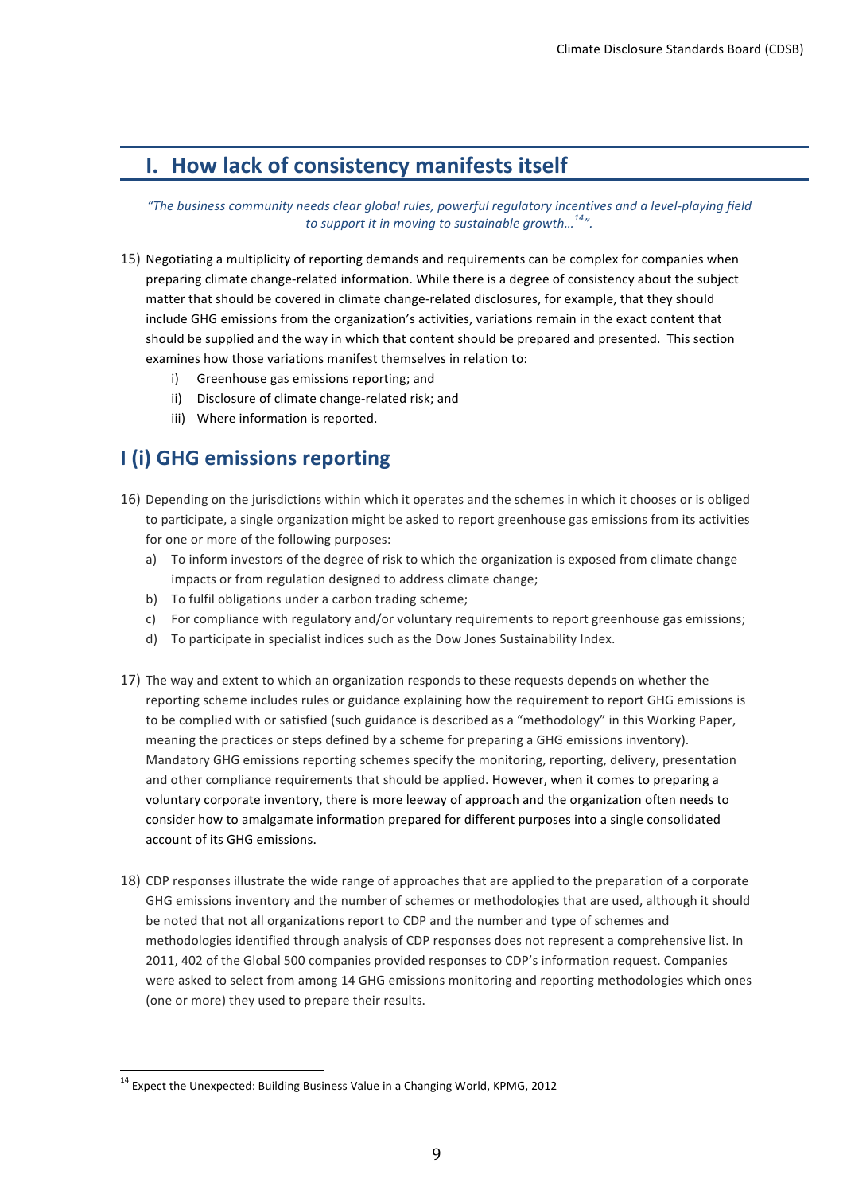# I. How lack of consistency manifests itself

*"The business community needs clear global rules, powerful regulatory incentives and a level-playing field to support it in moving to sustainable growth…[14]".*

15) Negotiating a multiplicity of reporting demands and requirements can be complex for companies when preparing climate change-related information. While there is a degree of consistency about the subject matter that should be covered in climate change-related disclosures, for example, that they should include GHG emissions from the organization's activities, variations remain in the exact content that should be supplied and the way in which that content should be prepared and presented. This section examines how those variations manifest themselves in relation to:

    i) Greenhouse gas emissions reporting; and
    ii) Disclosure of climate change-related risk; and
    iii) Where information is reported.

## I (i) GHG emissions reporting

16) Depending on the jurisdictions within which it operates and the schemes in which it chooses or is obliged to participate, a single organization might be asked to report greenhouse gas emissions from its activities for one or more of the following purposes:

    a) To inform investors of the degree of risk to which the organization is exposed from climate change impacts or from regulation designed to address climate change;
    b) To fulfil obligations under a carbon trading scheme;
    c) For compliance with regulatory and/or voluntary requirements to report greenhouse gas emissions;
    d) To participate in specialist indices such as the Dow Jones Sustainability Index.

17) The way and extent to which an organization responds to these requests depends on whether the reporting scheme includes rules or guidance explaining how the requirement to report GHG emissions is to be complied with or satisfied (such guidance is described as a "methodology" in this Working Paper, meaning the practices or steps defined by a scheme for preparing a GHG emissions inventory). Mandatory GHG emissions reporting schemes specify the monitoring, reporting, delivery, presentation and other compliance requirements that should be applied. However, when it comes to preparing a voluntary corporate inventory, there is more leeway of approach and the organization often needs to consider how to amalgamate information prepared for different purposes into a single consolidated account of its GHG emissions.

18) CDP responses illustrate the wide range of approaches that are applied to the preparation of a corporate GHG emissions inventory and the number of schemes or methodologies that are used, although it should be noted that not all organizations report to CDP and the number and type of schemes and methodologies identified through analysis of CDP responses does not represent a comprehensive list. In 2011, 402 of the Global 500 companies provided responses to CDP's information request. Companies were asked to select from among 14 GHG emissions monitoring and reporting methodologies which ones (one or more) they used to prepare their results.

[14] Expect the Unexpected: Building Business Value in a Changing World, KPMG, 2012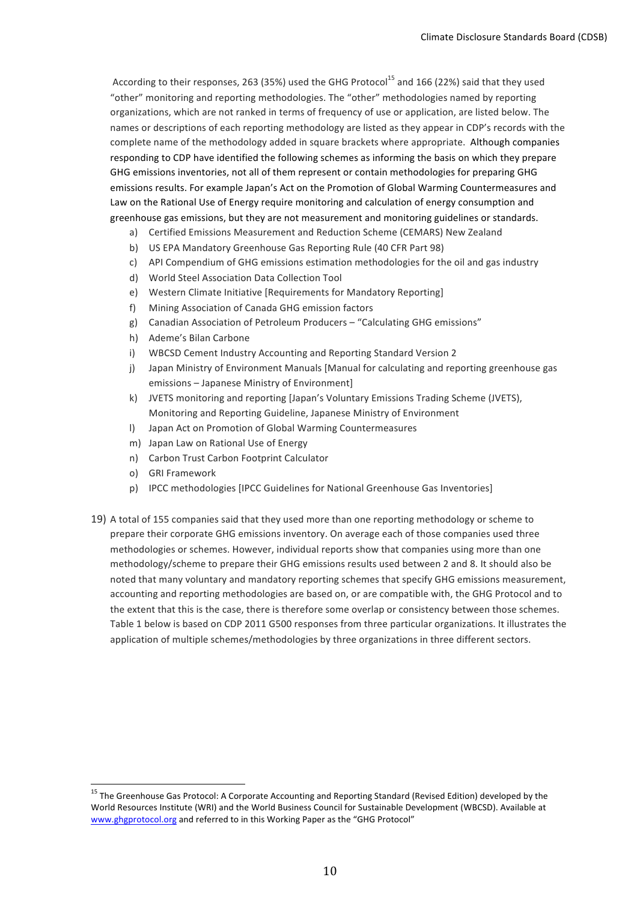According to their responses, 263 (35%) used the GHG Protocol[15] and 166 (22%) said that they used "other" monitoring and reporting methodologies. The "other" methodologies named by reporting organizations, which are not ranked in terms of frequency of use or application, are listed below. The names or descriptions of each reporting methodology are listed as they appear in CDP's records with the complete name of the methodology added in square brackets where appropriate. Although companies responding to CDP have identified the following schemes as informing the basis on which they prepare GHG emissions inventories, not all of them represent or contain methodologies for preparing GHG emissions results. For example Japan's Act on the Promotion of Global Warming Countermeasures and Law on the Rational Use of Energy require monitoring and calculation of energy consumption and greenhouse gas emissions, but they are not measurement and monitoring guidelines or standards.

a) Certified Emissions Measurement and Reduction Scheme (CEMARS) New Zealand
b) US EPA Mandatory Greenhouse Gas Reporting Rule (40 CFR Part 98)
c) API Compendium of GHG emissions estimation methodologies for the oil and gas industry
d) World Steel Association Data Collection Tool
e) Western Climate Initiative [Requirements for Mandatory Reporting]
f) Mining Association of Canada GHG emission factors
g) Canadian Association of Petroleum Producers – "Calculating GHG emissions"
h) Ademe's Bilan Carbone
i) WBCSD Cement Industry Accounting and Reporting Standard Version 2
j) Japan Ministry of Environment Manuals [Manual for calculating and reporting greenhouse gas emissions – Japanese Ministry of Environment]
k) JVETS monitoring and reporting [Japan's Voluntary Emissions Trading Scheme (JVETS), Monitoring and Reporting Guideline, Japanese Ministry of Environment
l) Japan Act on Promotion of Global Warming Countermeasures
m) Japan Law on Rational Use of Energy
n) Carbon Trust Carbon Footprint Calculator
o) GRI Framework
p) IPCC methodologies [IPCC Guidelines for National Greenhouse Gas Inventories]

19) A total of 155 companies said that they used more than one reporting methodology or scheme to prepare their corporate GHG emissions inventory. On average each of those companies used three methodologies or schemes. However, individual reports show that companies using more than one methodology/scheme to prepare their GHG emissions results used between 2 and 8. It should also be noted that many voluntary and mandatory reporting schemes that specify GHG emissions measurement, accounting and reporting methodologies are based on, or are compatible with, the GHG Protocol and to the extent that this is the case, there is therefore some overlap or consistency between those schemes. Table 1 below is based on CDP 2011 G500 responses from three particular organizations. It illustrates the application of multiple schemes/methodologies by three organizations in three different sectors.

---

[15] The Greenhouse Gas Protocol: A Corporate Accounting and Reporting Standard (Revised Edition) developed by the World Resources Institute (WRI) and the World Business Council for Sustainable Development (WBCSD). Available at www.ghgprotocol.org and referred to in this Working Paper as the "GHG Protocol"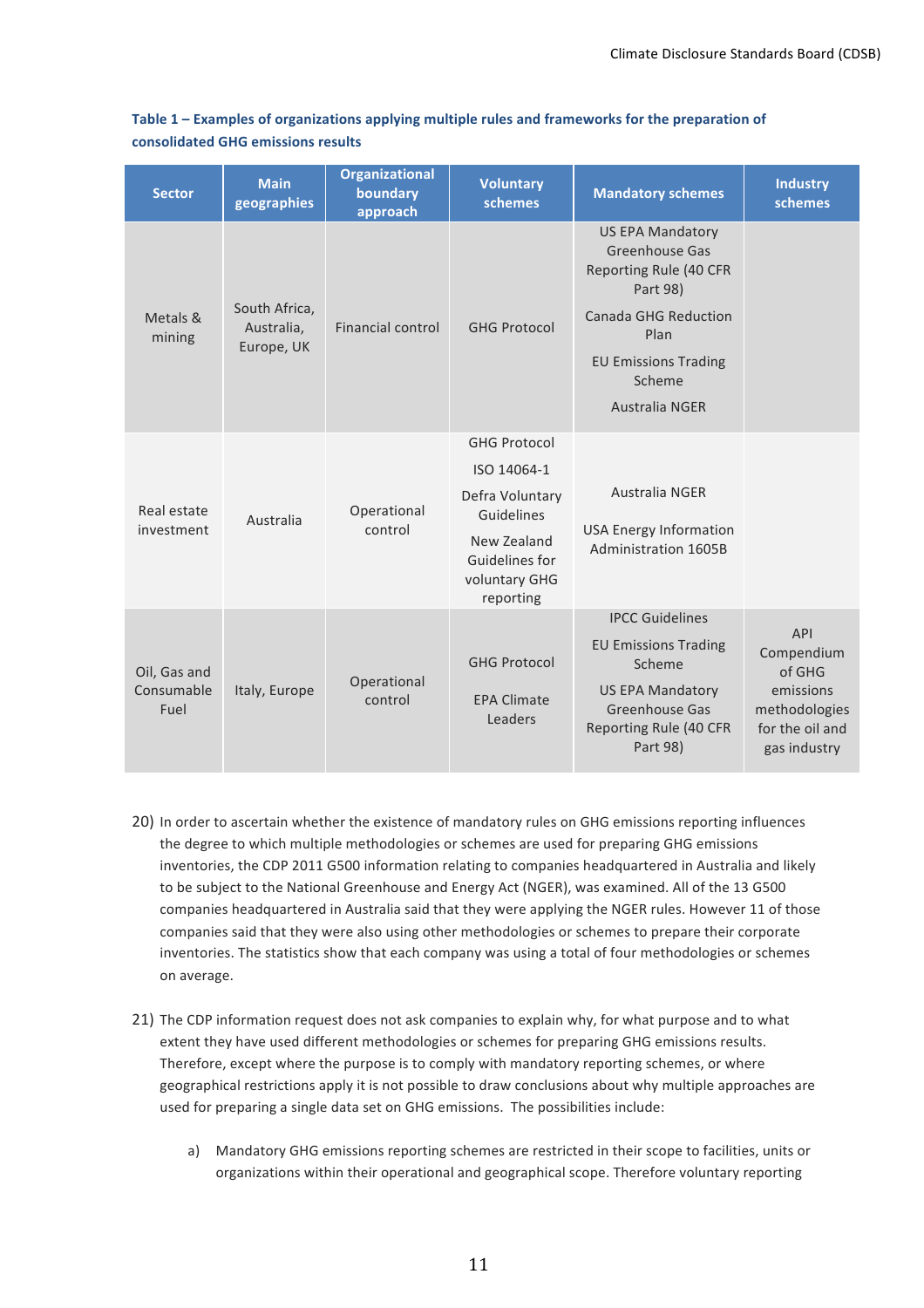**Table 1 – Examples of organizations applying multiple rules and frameworks for the preparation of consolidated GHG emissions results**

| Sector | Main geographies | Organizational boundary approach | Voluntary schemes | Mandatory schemes | Industry schemes |
|---|---|---|---|---|---|
| Metals & mining | South Africa, Australia, Europe, UK | Financial control | GHG Protocol | US EPA Mandatory Greenhouse Gas Reporting Rule (40 CFR Part 98)<br>Canada GHG Reduction Plan<br>EU Emissions Trading Scheme<br>Australia NGER | |
| Real estate investment | Australia | Operational control | GHG Protocol<br>ISO 14064-1<br>Defra Voluntary Guidelines<br>New Zealand Guidelines for voluntary GHG reporting | Australia NGER<br>USA Energy Information Administration 1605B | |
| Oil, Gas and Consumable Fuel | Italy, Europe | Operational control | GHG Protocol<br>EPA Climate Leaders | IPCC Guidelines<br>EU Emissions Trading Scheme<br>US EPA Mandatory Greenhouse Gas Reporting Rule (40 CFR Part 98) | API Compendium of GHG emissions methodologies for the oil and gas industry |

20) In order to ascertain whether the existence of mandatory rules on GHG emissions reporting influences the degree to which multiple methodologies or schemes are used for preparing GHG emissions inventories, the CDP 2011 G500 information relating to companies headquartered in Australia and likely to be subject to the National Greenhouse and Energy Act (NGER), was examined. All of the 13 G500 companies headquartered in Australia said that they were applying the NGER rules. However 11 of those companies said that they were also using other methodologies or schemes to prepare their corporate inventories. The statistics show that each company was using a total of four methodologies or schemes on average.

21) The CDP information request does not ask companies to explain why, for what purpose and to what extent they have used different methodologies or schemes for preparing GHG emissions results. Therefore, except where the purpose is to comply with mandatory reporting schemes, or where geographical restrictions apply it is not possible to draw conclusions about why multiple approaches are used for preparing a single data set on GHG emissions. The possibilities include:

   a) Mandatory GHG emissions reporting schemes are restricted in their scope to facilities, units or organizations within their operational and geographical scope. Therefore voluntary reporting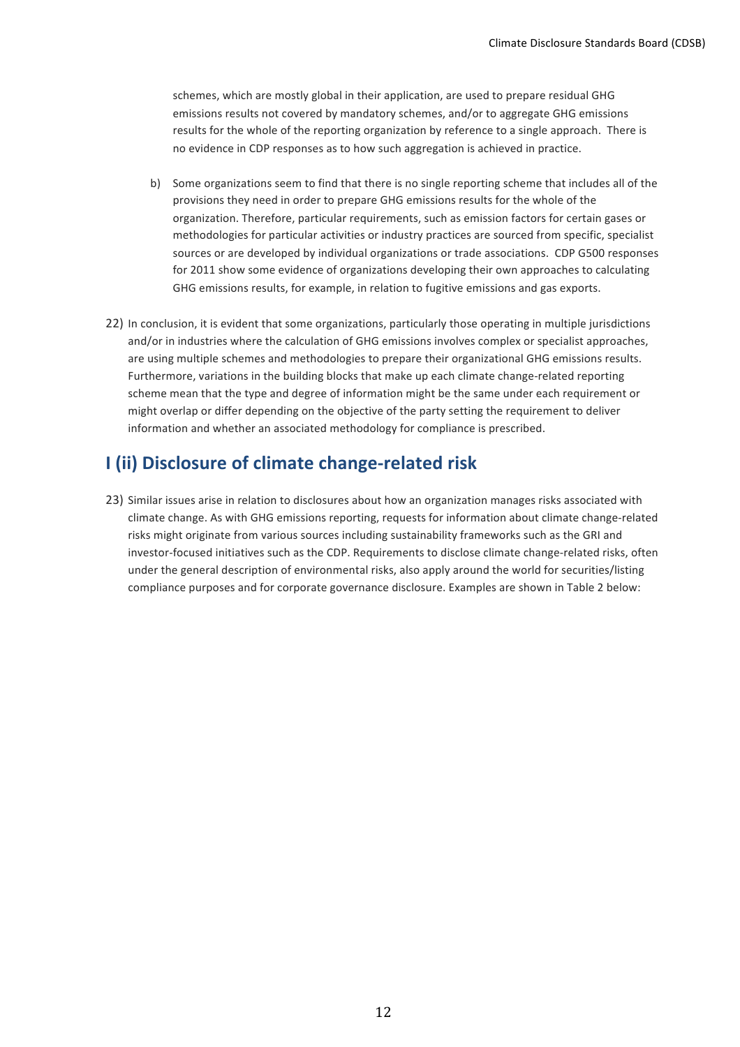schemes, which are mostly global in their application, are used to prepare residual GHG emissions results not covered by mandatory schemes, and/or to aggregate GHG emissions results for the whole of the reporting organization by reference to a single approach. There is no evidence in CDP responses as to how such aggregation is achieved in practice.

b) Some organizations seem to find that there is no single reporting scheme that includes all of the provisions they need in order to prepare GHG emissions results for the whole of the organization. Therefore, particular requirements, such as emission factors for certain gases or methodologies for particular activities or industry practices are sourced from specific, specialist sources or are developed by individual organizations or trade associations. CDP G500 responses for 2011 show some evidence of organizations developing their own approaches to calculating GHG emissions results, for example, in relation to fugitive emissions and gas exports.

22) In conclusion, it is evident that some organizations, particularly those operating in multiple jurisdictions and/or in industries where the calculation of GHG emissions involves complex or specialist approaches, are using multiple schemes and methodologies to prepare their organizational GHG emissions results. Furthermore, variations in the building blocks that make up each climate change-related reporting scheme mean that the type and degree of information might be the same under each requirement or might overlap or differ depending on the objective of the party setting the requirement to deliver information and whether an associated methodology for compliance is prescribed.

## I (ii) Disclosure of climate change-related risk

23) Similar issues arise in relation to disclosures about how an organization manages risks associated with climate change. As with GHG emissions reporting, requests for information about climate change-related risks might originate from various sources including sustainability frameworks such as the GRI and investor-focused initiatives such as the CDP. Requirements to disclose climate change-related risks, often under the general description of environmental risks, also apply around the world for securities/listing compliance purposes and for corporate governance disclosure. Examples are shown in Table 2 below: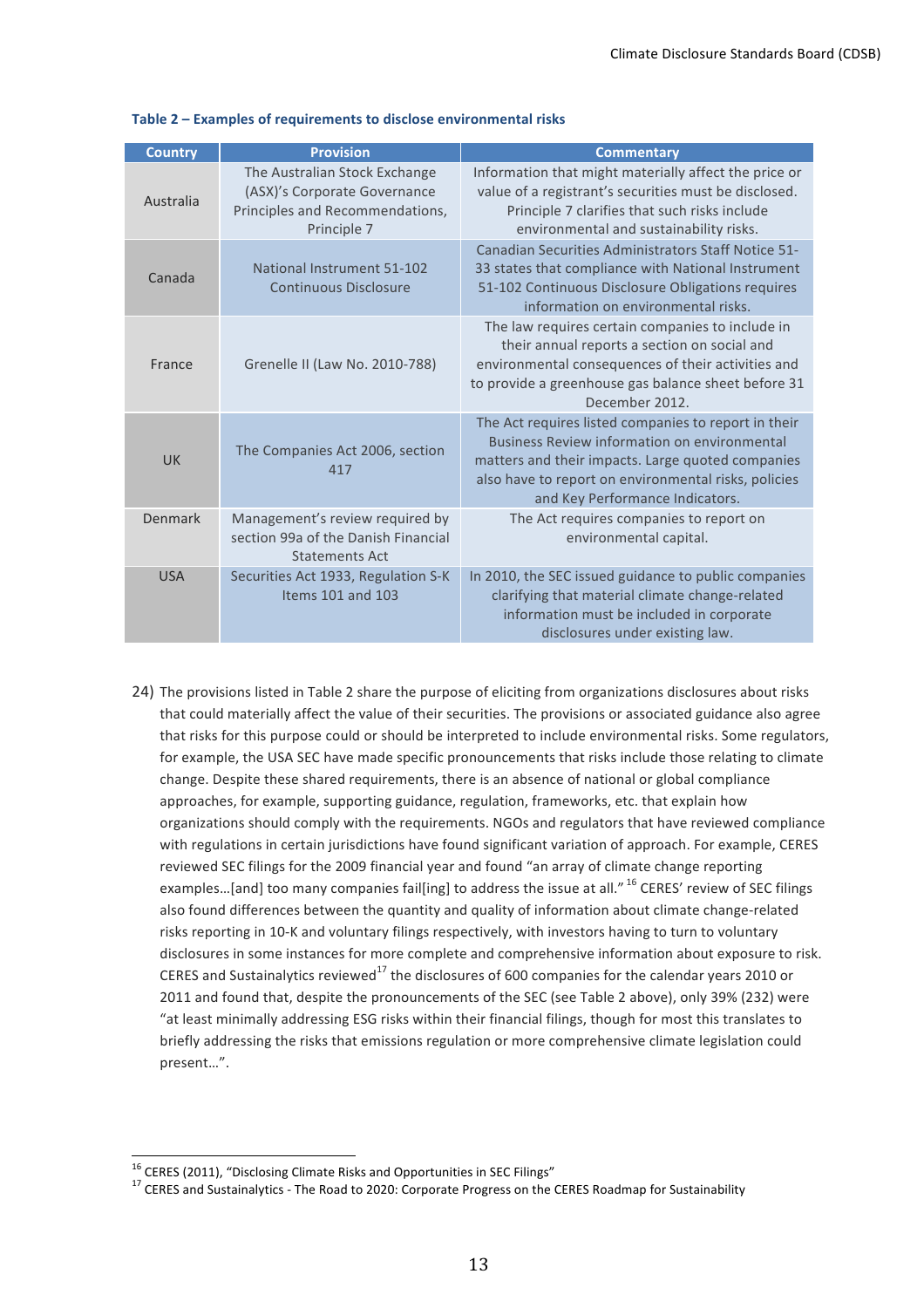**Table 2 – Examples of requirements to disclose environmental risks**

| Country | Provision | Commentary |
|---|---|---|
| Australia | The Australian Stock Exchange (ASX)'s Corporate Governance Principles and Recommendations, Principle 7 | Information that might materially affect the price or value of a registrant's securities must be disclosed. Principle 7 clarifies that such risks include environmental and sustainability risks. |
| Canada | National Instrument 51-102 Continuous Disclosure | Canadian Securities Administrators Staff Notice 51-33 states that compliance with National Instrument 51-102 Continuous Disclosure Obligations requires information on environmental risks. |
| France | Grenelle II (Law No. 2010-788) | The law requires certain companies to include in their annual reports a section on social and environmental consequences of their activities and to provide a greenhouse gas balance sheet before 31 December 2012. |
| UK | The Companies Act 2006, section 417 | The Act requires listed companies to report in their Business Review information on environmental matters and their impacts. Large quoted companies also have to report on environmental risks, policies and Key Performance Indicators. |
| Denmark | Management's review required by section 99a of the Danish Financial Statements Act | The Act requires companies to report on environmental capital. |
| USA | Securities Act 1933, Regulation S-K Items 101 and 103 | In 2010, the SEC issued guidance to public companies clarifying that material climate change-related information must be included in corporate disclosures under existing law. |

24) The provisions listed in Table 2 share the purpose of eliciting from organizations disclosures about risks that could materially affect the value of their securities. The provisions or associated guidance also agree that risks for this purpose could or should be interpreted to include environmental risks. Some regulators, for example, the USA SEC have made specific pronouncements that risks include those relating to climate change. Despite these shared requirements, there is an absence of national or global compliance approaches, for example, supporting guidance, regulation, frameworks, etc. that explain how organizations should comply with the requirements. NGOs and regulators that have reviewed compliance with regulations in certain jurisdictions have found significant variation of approach. For example, CERES reviewed SEC filings for the 2009 financial year and found "an array of climate change reporting examples…[and] too many companies fail[ing] to address the issue at all."[16] CERES' review of SEC filings also found differences between the quantity and quality of information about climate change-related risks reporting in 10-K and voluntary filings respectively, with investors having to turn to voluntary disclosures in some instances for more complete and comprehensive information about exposure to risk. CERES and Sustainalytics reviewed[17] the disclosures of 600 companies for the calendar years 2010 or 2011 and found that, despite the pronouncements of the SEC (see Table 2 above), only 39% (232) were "at least minimally addressing ESG risks within their financial filings, though for most this translates to briefly addressing the risks that emissions regulation or more comprehensive climate legislation could present…".

[16] CERES (2011), "Disclosing Climate Risks and Opportunities in SEC Filings"

[17] CERES and Sustainalytics - The Road to 2020: Corporate Progress on the CERES Roadmap for Sustainability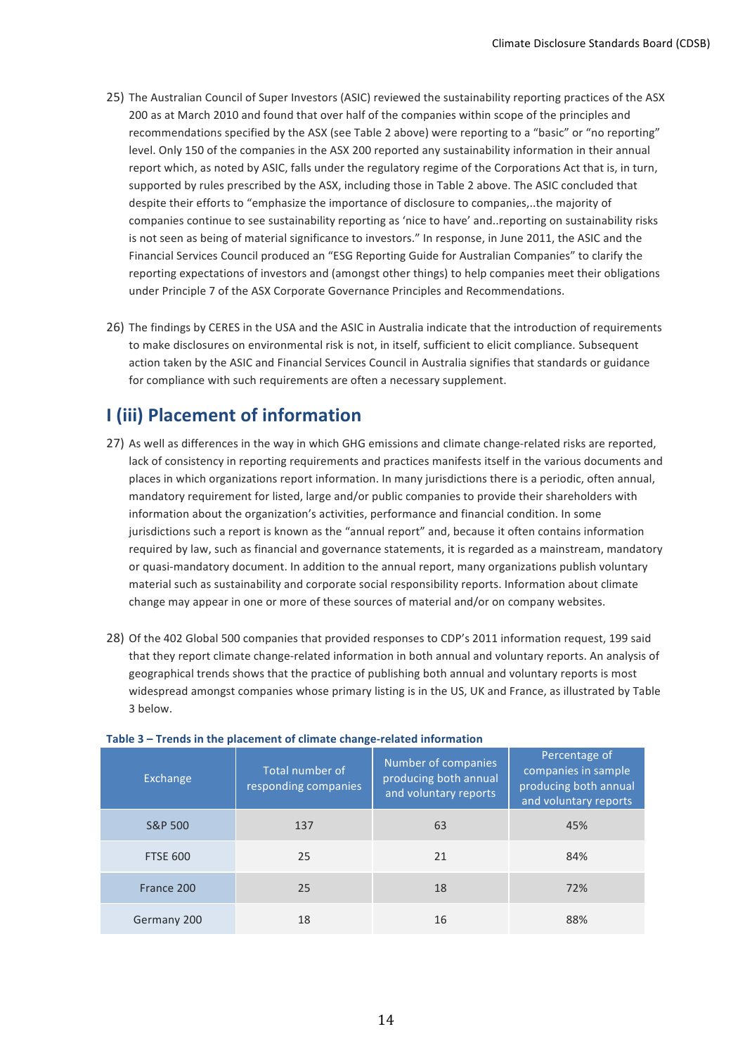25) The Australian Council of Super Investors (ASIC) reviewed the sustainability reporting practices of the ASX 200 as at March 2010 and found that over half of the companies within scope of the principles and recommendations specified by the ASX (see Table 2 above) were reporting to a "basic" or "no reporting" level. Only 150 of the companies in the ASX 200 reported any sustainability information in their annual report which, as noted by ASIC, falls under the regulatory regime of the Corporations Act that is, in turn, supported by rules prescribed by the ASX, including those in Table 2 above. The ASIC concluded that despite their efforts to "emphasize the importance of disclosure to companies,..the majority of companies continue to see sustainability reporting as 'nice to have' and..reporting on sustainability risks is not seen as being of material significance to investors." In response, in June 2011, the ASIC and the Financial Services Council produced an "ESG Reporting Guide for Australian Companies" to clarify the reporting expectations of investors and (amongst other things) to help companies meet their obligations under Principle 7 of the ASX Corporate Governance Principles and Recommendations.

26) The findings by CERES in the USA and the ASIC in Australia indicate that the introduction of requirements to make disclosures on environmental risk is not, in itself, sufficient to elicit compliance. Subsequent action taken by the ASIC and Financial Services Council in Australia signifies that standards or guidance for compliance with such requirements are often a necessary supplement.

## I (iii) Placement of information

27) As well as differences in the way in which GHG emissions and climate change-related risks are reported, lack of consistency in reporting requirements and practices manifests itself in the various documents and places in which organizations report information. In many jurisdictions there is a periodic, often annual, mandatory requirement for listed, large and/or public companies to provide their shareholders with information about the organization's activities, performance and financial condition. In some jurisdictions such a report is known as the "annual report" and, because it often contains information required by law, such as financial and governance statements, it is regarded as a mainstream, mandatory or quasi-mandatory document. In addition to the annual report, many organizations publish voluntary material such as sustainability and corporate social responsibility reports. Information about climate change may appear in one or more of these sources of material and/or on company websites.

28) Of the 402 Global 500 companies that provided responses to CDP's 2011 information request, 199 said that they report climate change-related information in both annual and voluntary reports. An analysis of geographical trends shows that the practice of publishing both annual and voluntary reports is most widespread amongst companies whose primary listing is in the US, UK and France, as illustrated by Table 3 below.

**Table 3 – Trends in the placement of climate change-related information**

| Exchange | Total number of responding companies | Number of companies producing both annual and voluntary reports | Percentage of companies in sample producing both annual and voluntary reports |
|---|---|---|---|
| S&P 500 | 137 | 63 | 45% |
| FTSE 600 | 25 | 21 | 84% |
| France 200 | 25 | 18 | 72% |
| Germany 200 | 18 | 16 | 88% |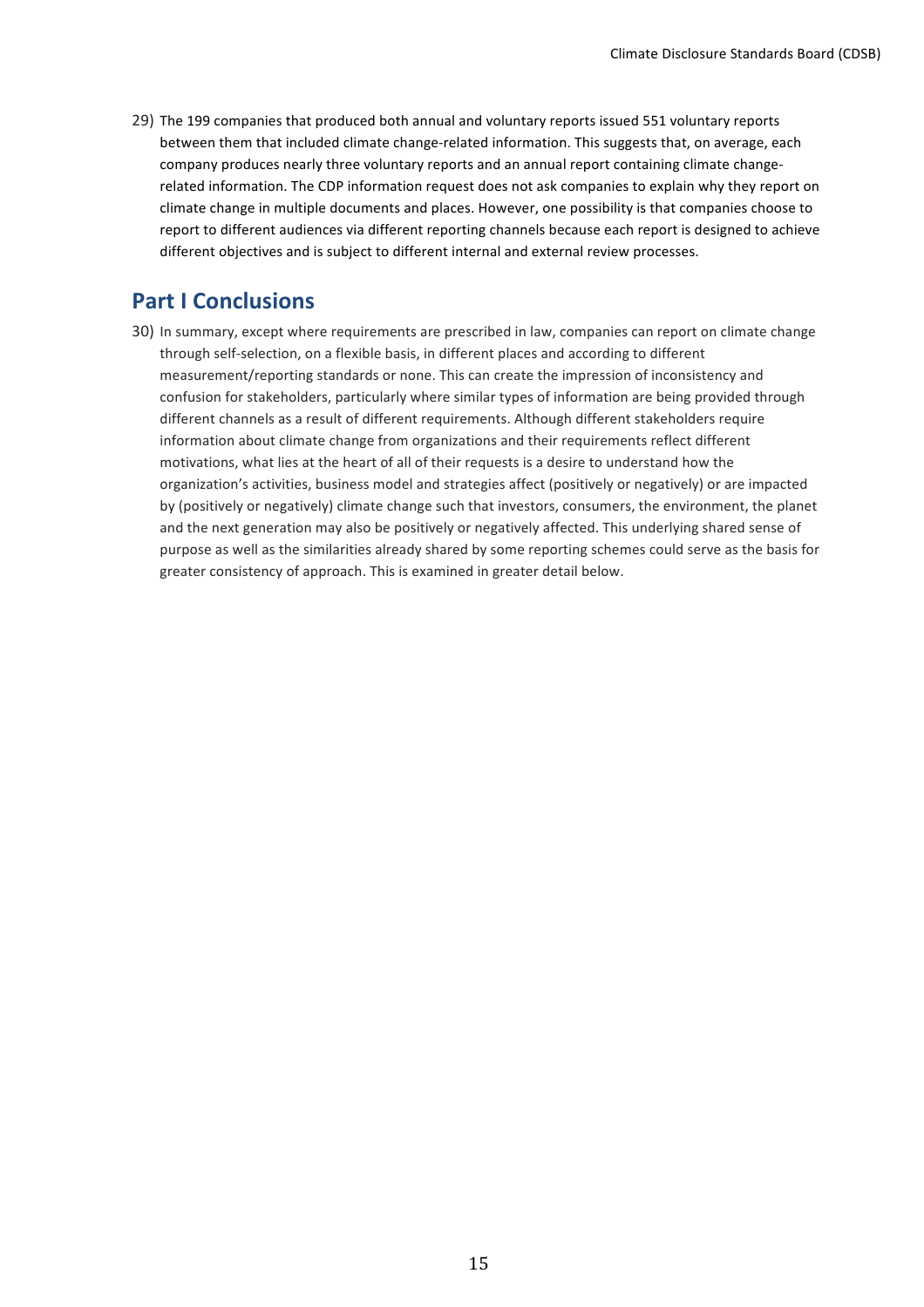29) The 199 companies that produced both annual and voluntary reports issued 551 voluntary reports between them that included climate change-related information. This suggests that, on average, each company produces nearly three voluntary reports and an annual report containing climate change-related information. The CDP information request does not ask companies to explain why they report on climate change in multiple documents and places. However, one possibility is that companies choose to report to different audiences via different reporting channels because each report is designed to achieve different objectives and is subject to different internal and external review processes.

## Part I Conclusions

30) In summary, except where requirements are prescribed in law, companies can report on climate change through self-selection, on a flexible basis, in different places and according to different measurement/reporting standards or none. This can create the impression of inconsistency and confusion for stakeholders, particularly where similar types of information are being provided through different channels as a result of different requirements. Although different stakeholders require information about climate change from organizations and their requirements reflect different motivations, what lies at the heart of all of their requests is a desire to understand how the organization's activities, business model and strategies affect (positively or negatively) or are impacted by (positively or negatively) climate change such that investors, consumers, the environment, the planet and the next generation may also be positively or negatively affected. This underlying shared sense of purpose as well as the similarities already shared by some reporting schemes could serve as the basis for greater consistency of approach. This is examined in greater detail below.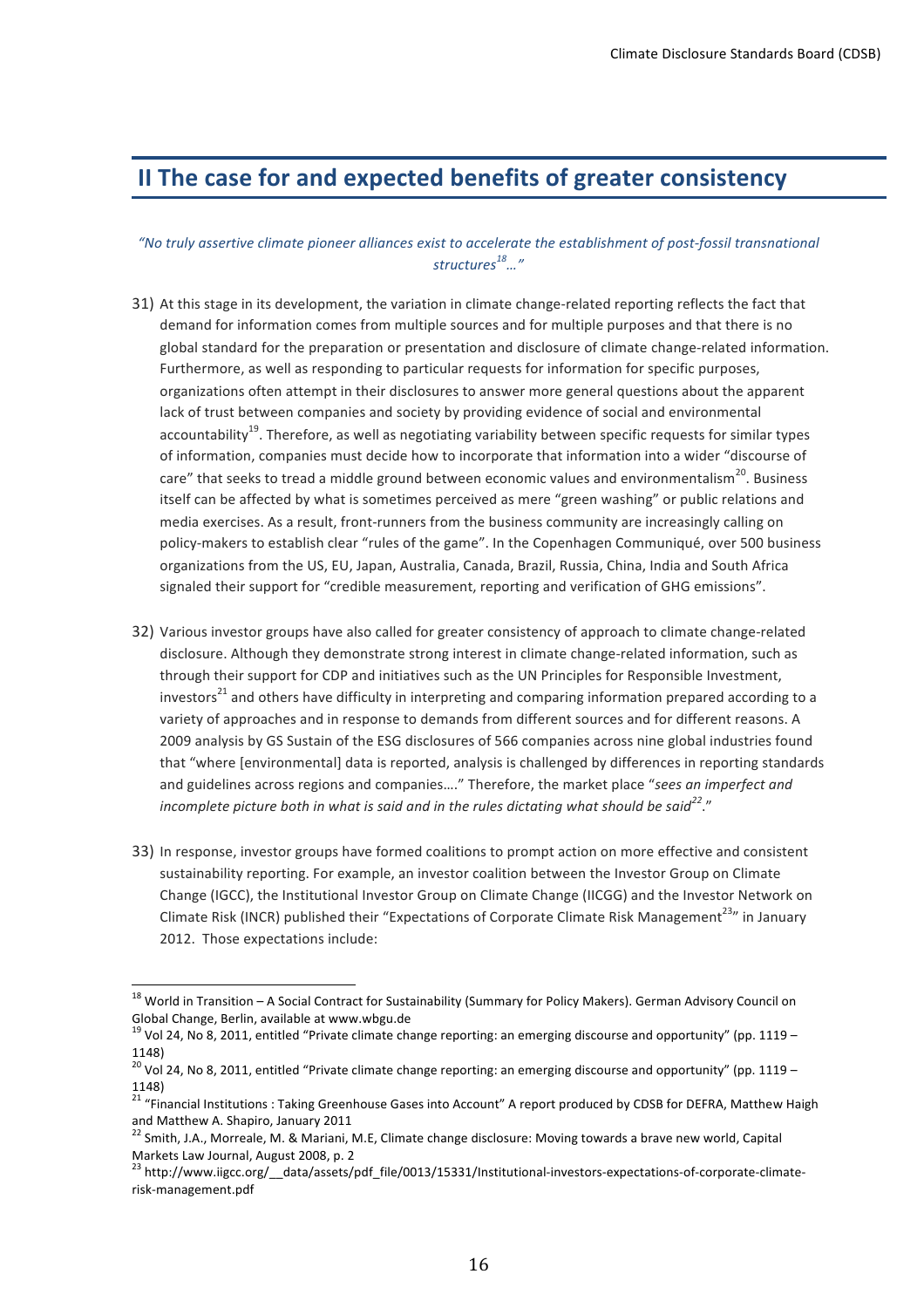## II The case for and expected benefits of greater consistency

*"No truly assertive climate pioneer alliances exist to accelerate the establishment of post-fossil transnational structures[18]…"*

31) At this stage in its development, the variation in climate change-related reporting reflects the fact that demand for information comes from multiple sources and for multiple purposes and that there is no global standard for the preparation or presentation and disclosure of climate change-related information. Furthermore, as well as responding to particular requests for information for specific purposes, organizations often attempt in their disclosures to answer more general questions about the apparent lack of trust between companies and society by providing evidence of social and environmental accountability[19]. Therefore, as well as negotiating variability between specific requests for similar types of information, companies must decide how to incorporate that information into a wider "discourse of care" that seeks to tread a middle ground between economic values and environmentalism[20]. Business itself can be affected by what is sometimes perceived as mere "green washing" or public relations and media exercises. As a result, front-runners from the business community are increasingly calling on policy-makers to establish clear "rules of the game". In the Copenhagen Communiqué, over 500 business organizations from the US, EU, Japan, Australia, Canada, Brazil, Russia, China, India and South Africa signaled their support for "credible measurement, reporting and verification of GHG emissions".

32) Various investor groups have also called for greater consistency of approach to climate change-related disclosure. Although they demonstrate strong interest in climate change-related information, such as through their support for CDP and initiatives such as the UN Principles for Responsible Investment, investors[21] and others have difficulty in interpreting and comparing information prepared according to a variety of approaches and in response to demands from different sources and for different reasons. A 2009 analysis by GS Sustain of the ESG disclosures of 566 companies across nine global industries found that "where [environmental] data is reported, analysis is challenged by differences in reporting standards and guidelines across regions and companies…." Therefore, the market place "*sees an imperfect and incomplete picture both in what is said and in the rules dictating what should be said[22]*."

33) In response, investor groups have formed coalitions to prompt action on more effective and consistent sustainability reporting. For example, an investor coalition between the Investor Group on Climate Change (IGCC), the Institutional Investor Group on Climate Change (IICGG) and the Investor Network on Climate Risk (INCR) published their "Expectations of Corporate Climate Risk Management[23]" in January 2012. Those expectations include:

---

[18] World in Transition – A Social Contract for Sustainability (Summary for Policy Makers). German Advisory Council on Global Change, Berlin, available at www.wbgu.de

[19] Vol 24, No 8, 2011, entitled "Private climate change reporting: an emerging discourse and opportunity" (pp. 1119 – 1148)

[20] Vol 24, No 8, 2011, entitled "Private climate change reporting: an emerging discourse and opportunity" (pp. 1119 – 1148)

[21] "Financial Institutions : Taking Greenhouse Gases into Account" A report produced by CDSB for DEFRA, Matthew Haigh and Matthew A. Shapiro, January 2011

[22] Smith, J.A., Morreale, M. & Mariani, M.E, Climate change disclosure: Moving towards a brave new world, Capital Markets Law Journal, August 2008, p. 2

[23] http://www.iigcc.org/__data/assets/pdf_file/0013/15331/Institutional-investors-expectations-of-corporate-climate-risk-management.pdf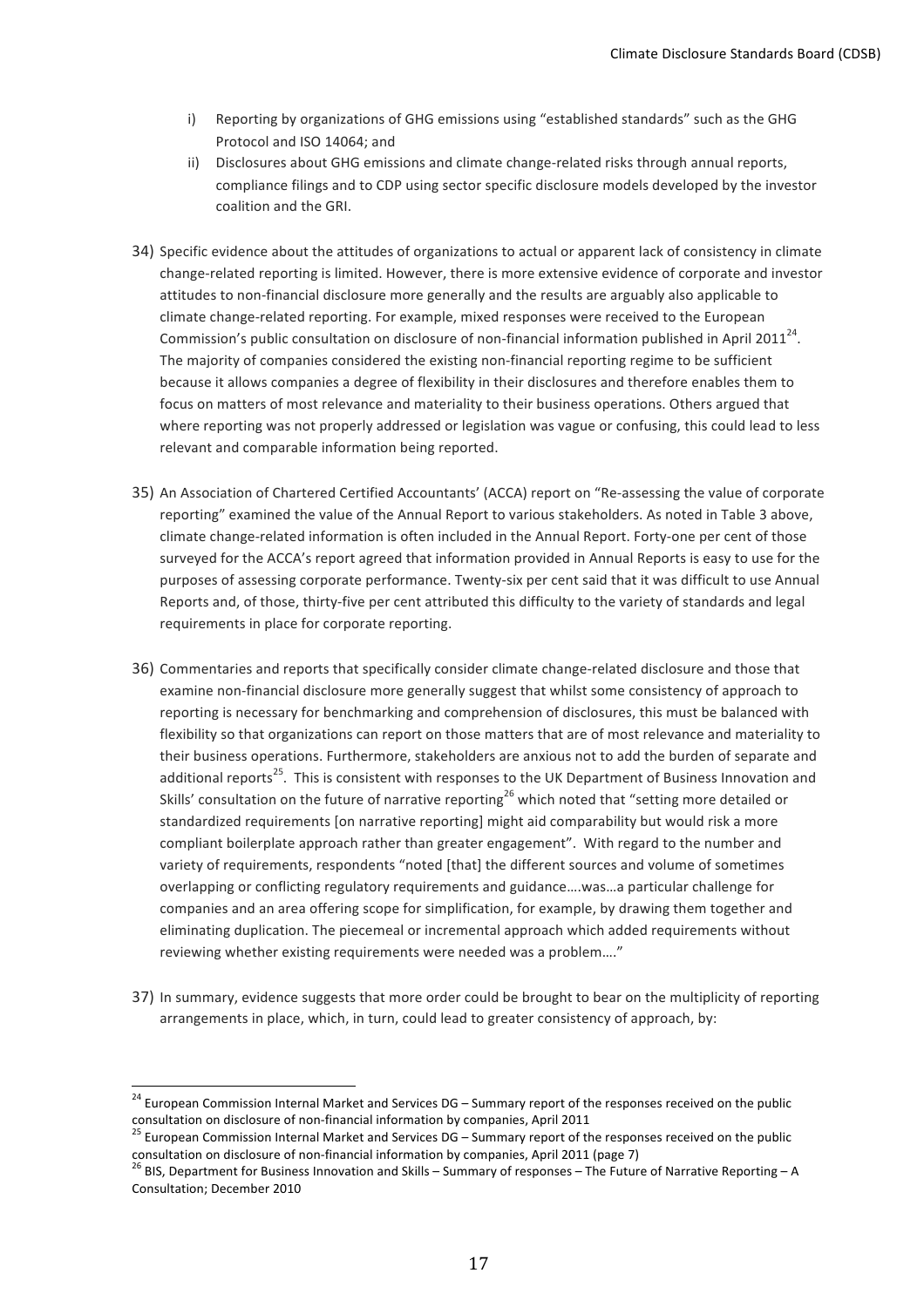i) Reporting by organizations of GHG emissions using "established standards" such as the GHG Protocol and ISO 14064; and

ii) Disclosures about GHG emissions and climate change-related risks through annual reports, compliance filings and to CDP using sector specific disclosure models developed by the investor coalition and the GRI.

34) Specific evidence about the attitudes of organizations to actual or apparent lack of consistency in climate change-related reporting is limited. However, there is more extensive evidence of corporate and investor attitudes to non-financial disclosure more generally and the results are arguably also applicable to climate change-related reporting. For example, mixed responses were received to the European Commission's public consultation on disclosure of non-financial information published in April 2011[24]. The majority of companies considered the existing non-financial reporting regime to be sufficient because it allows companies a degree of flexibility in their disclosures and therefore enables them to focus on matters of most relevance and materiality to their business operations. Others argued that where reporting was not properly addressed or legislation was vague or confusing, this could lead to less relevant and comparable information being reported.

35) An Association of Chartered Certified Accountants' (ACCA) report on "Re-assessing the value of corporate reporting" examined the value of the Annual Report to various stakeholders. As noted in Table 3 above, climate change-related information is often included in the Annual Report. Forty-one per cent of those surveyed for the ACCA's report agreed that information provided in Annual Reports is easy to use for the purposes of assessing corporate performance. Twenty-six per cent said that it was difficult to use Annual Reports and, of those, thirty-five per cent attributed this difficulty to the variety of standards and legal requirements in place for corporate reporting.

36) Commentaries and reports that specifically consider climate change-related disclosure and those that examine non-financial disclosure more generally suggest that whilst some consistency of approach to reporting is necessary for benchmarking and comprehension of disclosures, this must be balanced with flexibility so that organizations can report on those matters that are of most relevance and materiality to their business operations. Furthermore, stakeholders are anxious not to add the burden of separate and additional reports[25]. This is consistent with responses to the UK Department of Business Innovation and Skills' consultation on the future of narrative reporting[26] which noted that "setting more detailed or standardized requirements [on narrative reporting] might aid comparability but would risk a more compliant boilerplate approach rather than greater engagement". With regard to the number and variety of requirements, respondents "noted [that] the different sources and volume of sometimes overlapping or conflicting regulatory requirements and guidance….was…a particular challenge for companies and an area offering scope for simplification, for example, by drawing them together and eliminating duplication. The piecemeal or incremental approach which added requirements without reviewing whether existing requirements were needed was a problem…."

37) In summary, evidence suggests that more order could be brought to bear on the multiplicity of reporting arrangements in place, which, in turn, could lead to greater consistency of approach, by:

---

[24] European Commission Internal Market and Services DG – Summary report of the responses received on the public consultation on disclosure of non-financial information by companies, April 2011

[25] European Commission Internal Market and Services DG – Summary report of the responses received on the public consultation on disclosure of non-financial information by companies, April 2011 (page 7)

[26] BIS, Department for Business Innovation and Skills – Summary of responses – The Future of Narrative Reporting – A Consultation; December 2010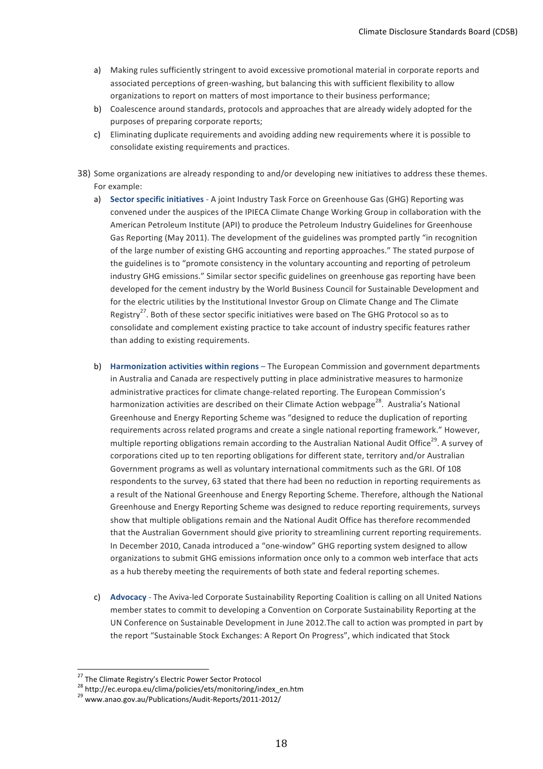a) Making rules sufficiently stringent to avoid excessive promotional material in corporate reports and associated perceptions of green-washing, but balancing this with sufficient flexibility to allow organizations to report on matters of most importance to their business performance;

b) Coalescence around standards, protocols and approaches that are already widely adopted for the purposes of preparing corporate reports;

c) Eliminating duplicate requirements and avoiding adding new requirements where it is possible to consolidate existing requirements and practices.

38) Some organizations are already responding to and/or developing new initiatives to address these themes. For example:

a) **Sector specific initiatives** - A joint Industry Task Force on Greenhouse Gas (GHG) Reporting was convened under the auspices of the IPIECA Climate Change Working Group in collaboration with the American Petroleum Institute (API) to produce the Petroleum Industry Guidelines for Greenhouse Gas Reporting (May 2011). The development of the guidelines was prompted partly "in recognition of the large number of existing GHG accounting and reporting approaches." The stated purpose of the guidelines is to "promote consistency in the voluntary accounting and reporting of petroleum industry GHG emissions." Similar sector specific guidelines on greenhouse gas reporting have been developed for the cement industry by the World Business Council for Sustainable Development and for the electric utilities by the Institutional Investor Group on Climate Change and The Climate Registry[27]. Both of these sector specific initiatives were based on The GHG Protocol so as to consolidate and complement existing practice to take account of industry specific features rather than adding to existing requirements.

b) **Harmonization activities within regions** – The European Commission and government departments in Australia and Canada are respectively putting in place administrative measures to harmonize administrative practices for climate change-related reporting. The European Commission's harmonization activities are described on their Climate Action webpage[28]. Australia's National Greenhouse and Energy Reporting Scheme was "designed to reduce the duplication of reporting requirements across related programs and create a single national reporting framework." However, multiple reporting obligations remain according to the Australian National Audit Office[29]. A survey of corporations cited up to ten reporting obligations for different state, territory and/or Australian Government programs as well as voluntary international commitments such as the GRI. Of 108 respondents to the survey, 63 stated that there had been no reduction in reporting requirements as a result of the National Greenhouse and Energy Reporting Scheme. Therefore, although the National Greenhouse and Energy Reporting Scheme was designed to reduce reporting requirements, surveys show that multiple obligations remain and the National Audit Office has therefore recommended that the Australian Government should give priority to streamlining current reporting requirements. In December 2010, Canada introduced a "one-window" GHG reporting system designed to allow organizations to submit GHG emissions information once only to a common web interface that acts as a hub thereby meeting the requirements of both state and federal reporting schemes.

c) **Advocacy** - The Aviva-led Corporate Sustainability Reporting Coalition is calling on all United Nations member states to commit to developing a Convention on Corporate Sustainability Reporting at the UN Conference on Sustainable Development in June 2012.The call to action was prompted in part by the report "Sustainable Stock Exchanges: A Report On Progress", which indicated that Stock

---

[27] The Climate Registry's Electric Power Sector Protocol

[28] http://ec.europa.eu/clima/policies/ets/monitoring/index_en.htm

[29] www.anao.gov.au/Publications/Audit-Reports/2011-2012/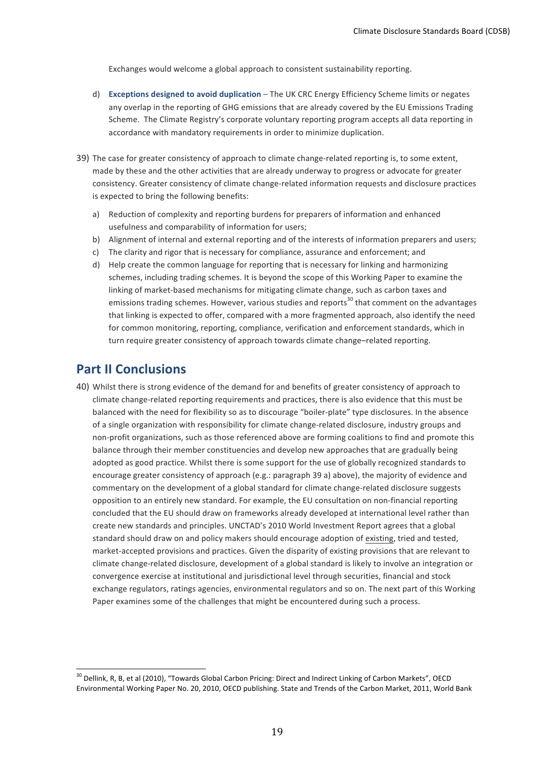Exchanges would welcome a global approach to consistent sustainability reporting.

d) **Exceptions designed to avoid duplication** – The UK CRC Energy Efficiency Scheme limits or negates any overlap in the reporting of GHG emissions that are already covered by the EU Emissions Trading Scheme. The Climate Registry's corporate voluntary reporting program accepts all data reporting in accordance with mandatory requirements in order to minimize duplication.

39) The case for greater consistency of approach to climate change-related reporting is, to some extent, made by these and the other activities that are already underway to progress or advocate for greater consistency. Greater consistency of climate change-related information requests and disclosure practices is expected to bring the following benefits:

a) Reduction of complexity and reporting burdens for preparers of information and enhanced usefulness and comparability of information for users;
b) Alignment of internal and external reporting and of the interests of information preparers and users;
c) The clarity and rigor that is necessary for compliance, assurance and enforcement; and
d) Help create the common language for reporting that is necessary for linking and harmonizing schemes, including trading schemes. It is beyond the scope of this Working Paper to examine the linking of market-based mechanisms for mitigating climate change, such as carbon taxes and emissions trading schemes. However, various studies and reports[30] that comment on the advantages that linking is expected to offer, compared with a more fragmented approach, also identify the need for common monitoring, reporting, compliance, verification and enforcement standards, which in turn require greater consistency of approach towards climate change–related reporting.

## Part II Conclusions

40) Whilst there is strong evidence of the demand for and benefits of greater consistency of approach to climate change-related reporting requirements and practices, there is also evidence that this must be balanced with the need for flexibility so as to discourage "boiler-plate" type disclosures. In the absence of a single organization with responsibility for climate change-related disclosure, industry groups and non-profit organizations, such as those referenced above are forming coalitions to find and promote this balance through their member constituencies and develop new approaches that are gradually being adopted as good practice. Whilst there is some support for the use of globally recognized standards to encourage greater consistency of approach (e.g.: paragraph 39 a) above), the majority of evidence and commentary on the development of a global standard for climate change-related disclosure suggests opposition to an entirely new standard. For example, the EU consultation on non-financial reporting concluded that the EU should draw on frameworks already developed at international level rather than create new standards and principles. UNCTAD's 2010 World Investment Report agrees that a global standard should draw on and policy makers should encourage adoption of existing, tried and tested, market-accepted provisions and practices. Given the disparity of existing provisions that are relevant to climate change-related disclosure, development of a global standard is likely to involve an integration or convergence exercise at institutional and jurisdictional level through securities, financial and stock exchange regulators, ratings agencies, environmental regulators and so on. The next part of this Working Paper examines some of the challenges that might be encountered during such a process.

[30] Dellink, R, B, et al (2010), "Towards Global Carbon Pricing: Direct and Indirect Linking of Carbon Markets", OECD Environmental Working Paper No. 20, 2010, OECD publishing. State and Trends of the Carbon Market, 2011, World Bank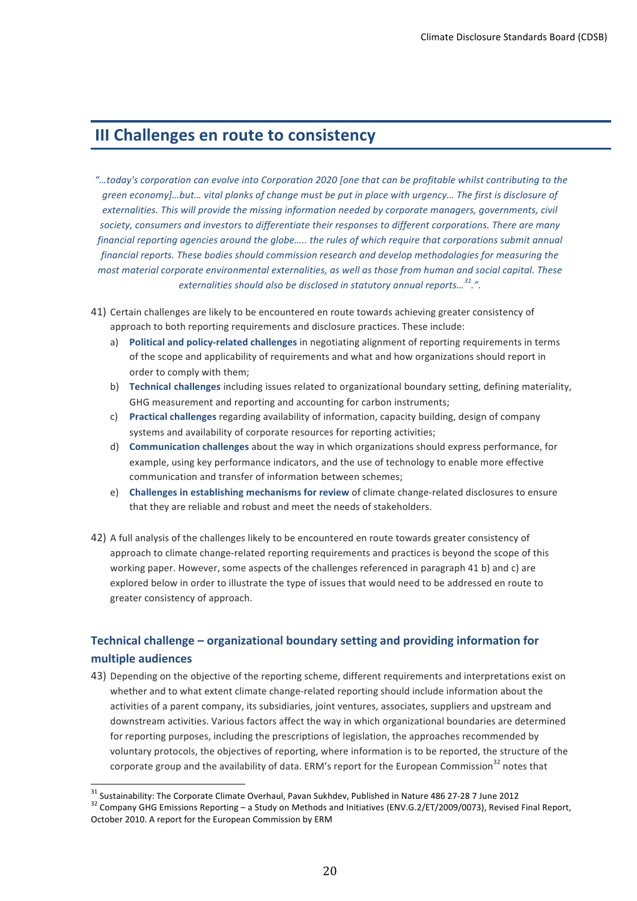## III Challenges en route to consistency

*"…today's corporation can evolve into Corporation 2020 [one that can be profitable whilst contributing to the green economy]…but… vital planks of change must be put in place with urgency… The first is disclosure of externalities. This will provide the missing information needed by corporate managers, governments, civil society, consumers and investors to differentiate their responses to different corporations. There are many financial reporting agencies around the globe….. the rules of which require that corporations submit annual financial reports. These bodies should commission research and develop methodologies for measuring the most material corporate environmental externalities, as well as those from human and social capital. These externalities should also be disclosed in statutory annual reports…[31].".*

41) Certain challenges are likely to be encountered en route towards achieving greater consistency of approach to both reporting requirements and disclosure practices. These include:

   a) **Political and policy-related challenges** in negotiating alignment of reporting requirements in terms of the scope and applicability of requirements and what and how organizations should report in order to comply with them;
   b) **Technical challenges** including issues related to organizational boundary setting, defining materiality, GHG measurement and reporting and accounting for carbon instruments;
   c) **Practical challenges** regarding availability of information, capacity building, design of company systems and availability of corporate resources for reporting activities;
   d) **Communication challenges** about the way in which organizations should express performance, for example, using key performance indicators, and the use of technology to enable more effective communication and transfer of information between schemes;
   e) **Challenges in establishing mechanisms for review** of climate change-related disclosures to ensure that they are reliable and robust and meet the needs of stakeholders.

42) A full analysis of the challenges likely to be encountered en route towards greater consistency of approach to climate change-related reporting requirements and practices is beyond the scope of this working paper. However, some aspects of the challenges referenced in paragraph 41 b) and c) are explored below in order to illustrate the type of issues that would need to be addressed en route to greater consistency of approach.

### Technical challenge – organizational boundary setting and providing information for multiple audiences

43) Depending on the objective of the reporting scheme, different requirements and interpretations exist on whether and to what extent climate change-related reporting should include information about the activities of a parent company, its subsidiaries, joint ventures, associates, suppliers and upstream and downstream activities. Various factors affect the way in which organizational boundaries are determined for reporting purposes, including the prescriptions of legislation, the approaches recommended by voluntary protocols, the objectives of reporting, where information is to be reported, the structure of the corporate group and the availability of data. ERM's report for the European Commission[32] notes that

---

[31] Sustainability: The Corporate Climate Overhaul, Pavan Sukhdev, Published in Nature 486 27-28 7 June 2012

[32] Company GHG Emissions Reporting – a Study on Methods and Initiatives (ENV.G.2/ET/2009/0073), Revised Final Report, October 2010. A report for the European Commission by ERM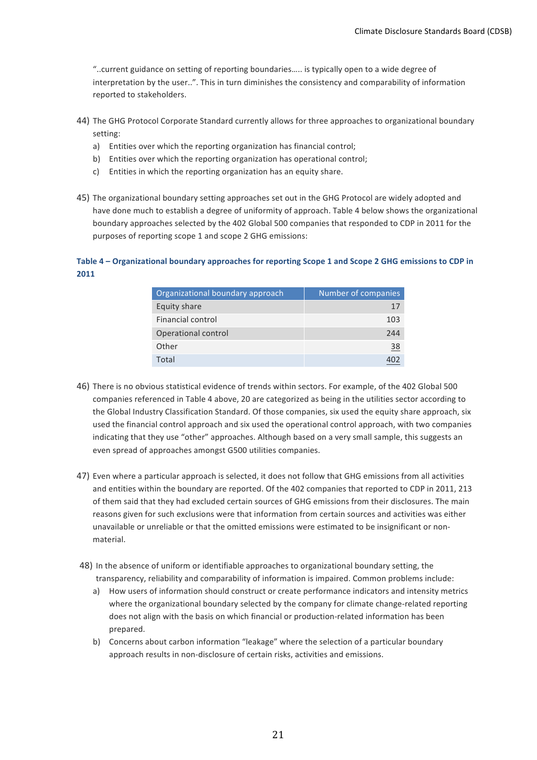"..current guidance on setting of reporting boundaries….. is typically open to a wide degree of interpretation by the user..". This in turn diminishes the consistency and comparability of information reported to stakeholders.

44) The GHG Protocol Corporate Standard currently allows for three approaches to organizational boundary setting:
   a) Entities over which the reporting organization has financial control;
   b) Entities over which the reporting organization has operational control;
   c) Entities in which the reporting organization has an equity share.

45) The organizational boundary setting approaches set out in the GHG Protocol are widely adopted and have done much to establish a degree of uniformity of approach. Table 4 below shows the organizational boundary approaches selected by the 402 Global 500 companies that responded to CDP in 2011 for the purposes of reporting scope 1 and scope 2 GHG emissions:

**Table 4 – Organizational boundary approaches for reporting Scope 1 and Scope 2 GHG emissions to CDP in 2011**

| Organizational boundary approach | Number of companies |
|---|---|
| Equity share | 17 |
| Financial control | 103 |
| Operational control | 244 |
| Other | 38 |
| Total | 402 |

46) There is no obvious statistical evidence of trends within sectors. For example, of the 402 Global 500 companies referenced in Table 4 above, 20 are categorized as being in the utilities sector according to the Global Industry Classification Standard. Of those companies, six used the equity share approach, six used the financial control approach and six used the operational control approach, with two companies indicating that they use "other" approaches. Although based on a very small sample, this suggests an even spread of approaches amongst G500 utilities companies.

47) Even where a particular approach is selected, it does not follow that GHG emissions from all activities and entities within the boundary are reported. Of the 402 companies that reported to CDP in 2011, 213 of them said that they had excluded certain sources of GHG emissions from their disclosures. The main reasons given for such exclusions were that information from certain sources and activities was either unavailable or unreliable or that the omitted emissions were estimated to be insignificant or non-material.

48) In the absence of uniform or identifiable approaches to organizational boundary setting, the transparency, reliability and comparability of information is impaired. Common problems include:
   a) How users of information should construct or create performance indicators and intensity metrics where the organizational boundary selected by the company for climate change-related reporting does not align with the basis on which financial or production-related information has been prepared.
   b) Concerns about carbon information "leakage" where the selection of a particular boundary approach results in non-disclosure of certain risks, activities and emissions.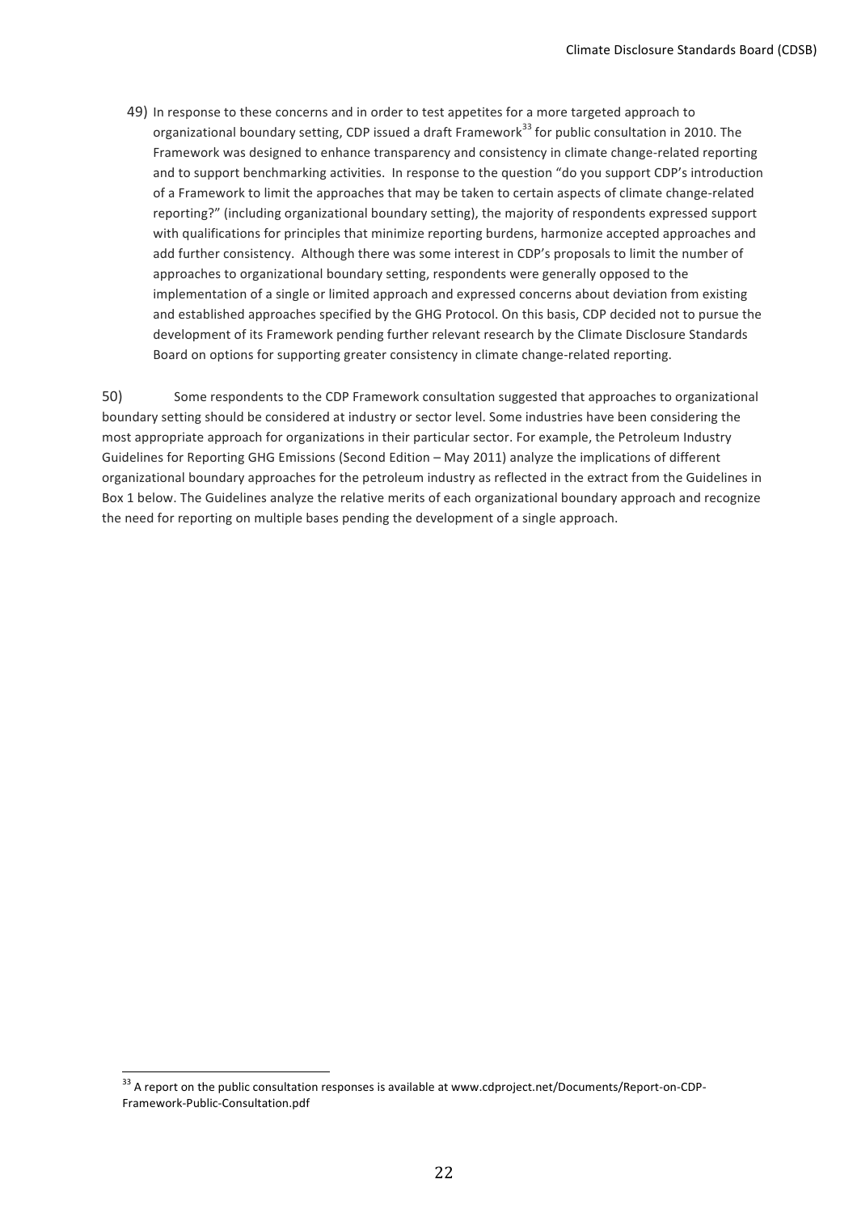49) In response to these concerns and in order to test appetites for a more targeted approach to organizational boundary setting, CDP issued a draft Framework[33] for public consultation in 2010. The Framework was designed to enhance transparency and consistency in climate change-related reporting and to support benchmarking activities. In response to the question "do you support CDP's introduction of a Framework to limit the approaches that may be taken to certain aspects of climate change-related reporting?" (including organizational boundary setting), the majority of respondents expressed support with qualifications for principles that minimize reporting burdens, harmonize accepted approaches and add further consistency. Although there was some interest in CDP's proposals to limit the number of approaches to organizational boundary setting, respondents were generally opposed to the implementation of a single or limited approach and expressed concerns about deviation from existing and established approaches specified by the GHG Protocol. On this basis, CDP decided not to pursue the development of its Framework pending further relevant research by the Climate Disclosure Standards Board on options for supporting greater consistency in climate change-related reporting.

50) Some respondents to the CDP Framework consultation suggested that approaches to organizational boundary setting should be considered at industry or sector level. Some industries have been considering the most appropriate approach for organizations in their particular sector. For example, the Petroleum Industry Guidelines for Reporting GHG Emissions (Second Edition – May 2011) analyze the implications of different organizational boundary approaches for the petroleum industry as reflected in the extract from the Guidelines in Box 1 below. The Guidelines analyze the relative merits of each organizational boundary approach and recognize the need for reporting on multiple bases pending the development of a single approach.

[33] A report on the public consultation responses is available at www.cdproject.net/Documents/Report-on-CDP-Framework-Public-Consultation.pdf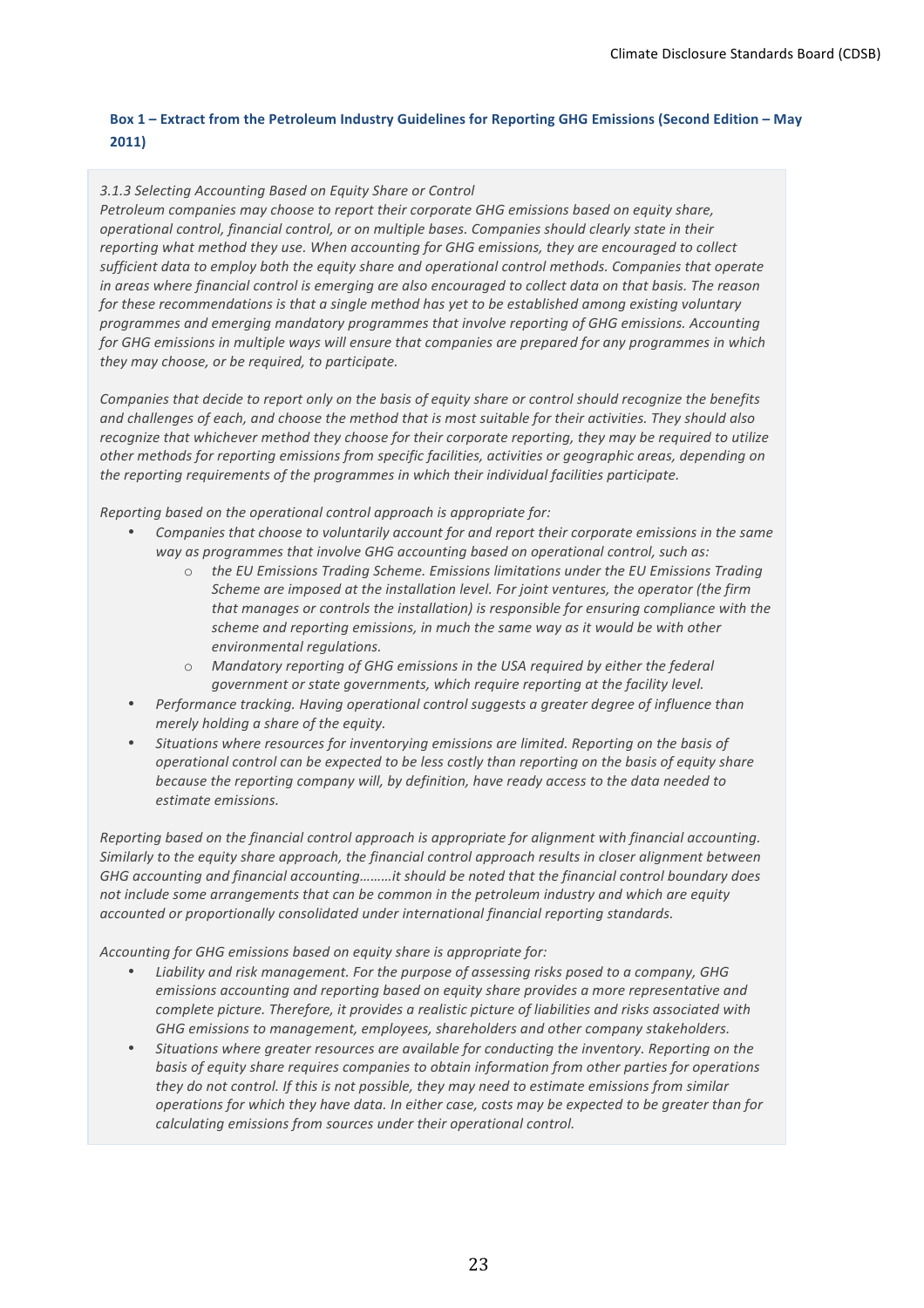### Box 1 – Extract from the Petroleum Industry Guidelines for Reporting GHG Emissions (Second Edition – May 2011)

*3.1.3 Selecting Accounting Based on Equity Share or Control*
*Petroleum companies may choose to report their corporate GHG emissions based on equity share, operational control, financial control, or on multiple bases. Companies should clearly state in their reporting what method they use. When accounting for GHG emissions, they are encouraged to collect sufficient data to employ both the equity share and operational control methods. Companies that operate in areas where financial control is emerging are also encouraged to collect data on that basis. The reason for these recommendations is that a single method has yet to be established among existing voluntary programmes and emerging mandatory programmes that involve reporting of GHG emissions. Accounting for GHG emissions in multiple ways will ensure that companies are prepared for any programmes in which they may choose, or be required, to participate.*

*Companies that decide to report only on the basis of equity share or control should recognize the benefits and challenges of each, and choose the method that is most suitable for their activities. They should also recognize that whichever method they choose for their corporate reporting, they may be required to utilize other methods for reporting emissions from specific facilities, activities or geographic areas, depending on the reporting requirements of the programmes in which their individual facilities participate.*

*Reporting based on the operational control approach is appropriate for:*

- *Companies that choose to voluntarily account for and report their corporate emissions in the same way as programmes that involve GHG accounting based on operational control, such as:*
    - *the EU Emissions Trading Scheme. Emissions limitations under the EU Emissions Trading Scheme are imposed at the installation level. For joint ventures, the operator (the firm that manages or controls the installation) is responsible for ensuring compliance with the scheme and reporting emissions, in much the same way as it would be with other environmental regulations.*
    - *Mandatory reporting of GHG emissions in the USA required by either the federal government or state governments, which require reporting at the facility level.*
- *Performance tracking. Having operational control suggests a greater degree of influence than merely holding a share of the equity.*
- *Situations where resources for inventorying emissions are limited. Reporting on the basis of operational control can be expected to be less costly than reporting on the basis of equity share because the reporting company will, by definition, have ready access to the data needed to estimate emissions.*

*Reporting based on the financial control approach is appropriate for alignment with financial accounting. Similarly to the equity share approach, the financial control approach results in closer alignment between GHG accounting and financial accounting………it should be noted that the financial control boundary does not include some arrangements that can be common in the petroleum industry and which are equity accounted or proportionally consolidated under international financial reporting standards.*

*Accounting for GHG emissions based on equity share is appropriate for:*

- *Liability and risk management. For the purpose of assessing risks posed to a company, GHG emissions accounting and reporting based on equity share provides a more representative and complete picture. Therefore, it provides a realistic picture of liabilities and risks associated with GHG emissions to management, employees, shareholders and other company stakeholders.*
- *Situations where greater resources are available for conducting the inventory. Reporting on the basis of equity share requires companies to obtain information from other parties for operations they do not control. If this is not possible, they may need to estimate emissions from similar operations for which they have data. In either case, costs may be expected to be greater than for calculating emissions from sources under their operational control.*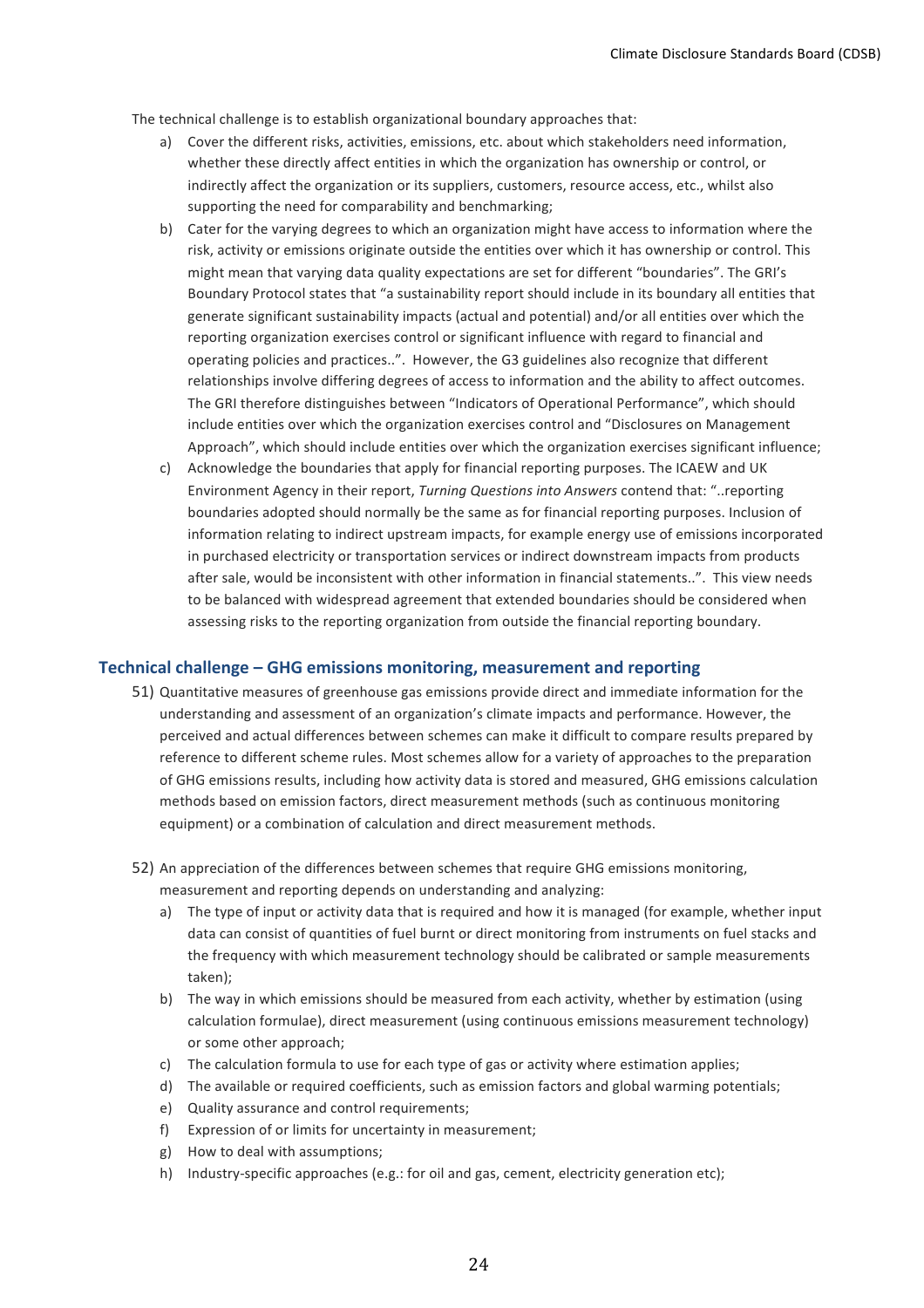The technical challenge is to establish organizational boundary approaches that:

a) Cover the different risks, activities, emissions, etc. about which stakeholders need information, whether these directly affect entities in which the organization has ownership or control, or indirectly affect the organization or its suppliers, customers, resource access, etc., whilst also supporting the need for comparability and benchmarking;
b) Cater for the varying degrees to which an organization might have access to information where the risk, activity or emissions originate outside the entities over which it has ownership or control. This might mean that varying data quality expectations are set for different "boundaries". The GRI's Boundary Protocol states that "a sustainability report should include in its boundary all entities that generate significant sustainability impacts (actual and potential) and/or all entities over which the reporting organization exercises control or significant influence with regard to financial and operating policies and practices..". However, the G3 guidelines also recognize that different relationships involve differing degrees of access to information and the ability to affect outcomes. The GRI therefore distinguishes between "Indicators of Operational Performance", which should include entities over which the organization exercises control and "Disclosures on Management Approach", which should include entities over which the organization exercises significant influence;
c) Acknowledge the boundaries that apply for financial reporting purposes. The ICAEW and UK Environment Agency in their report, *Turning Questions into Answers* contend that: "..reporting boundaries adopted should normally be the same as for financial reporting purposes. Inclusion of information relating to indirect upstream impacts, for example energy use of emissions incorporated in purchased electricity or transportation services or indirect downstream impacts from products after sale, would be inconsistent with other information in financial statements..". This view needs to be balanced with widespread agreement that extended boundaries should be considered when assessing risks to the reporting organization from outside the financial reporting boundary.

## Technical challenge – GHG emissions monitoring, measurement and reporting

51) Quantitative measures of greenhouse gas emissions provide direct and immediate information for the understanding and assessment of an organization's climate impacts and performance. However, the perceived and actual differences between schemes can make it difficult to compare results prepared by reference to different scheme rules. Most schemes allow for a variety of approaches to the preparation of GHG emissions results, including how activity data is stored and measured, GHG emissions calculation methods based on emission factors, direct measurement methods (such as continuous monitoring equipment) or a combination of calculation and direct measurement methods.

52) An appreciation of the differences between schemes that require GHG emissions monitoring, measurement and reporting depends on understanding and analyzing:

a) The type of input or activity data that is required and how it is managed (for example, whether input data can consist of quantities of fuel burnt or direct monitoring from instruments on fuel stacks and the frequency with which measurement technology should be calibrated or sample measurements taken);
b) The way in which emissions should be measured from each activity, whether by estimation (using calculation formulae), direct measurement (using continuous emissions measurement technology) or some other approach;
c) The calculation formula to use for each type of gas or activity where estimation applies;
d) The available or required coefficients, such as emission factors and global warming potentials;
e) Quality assurance and control requirements;
f) Expression of or limits for uncertainty in measurement;
g) How to deal with assumptions;
h) Industry-specific approaches (e.g.: for oil and gas, cement, electricity generation etc);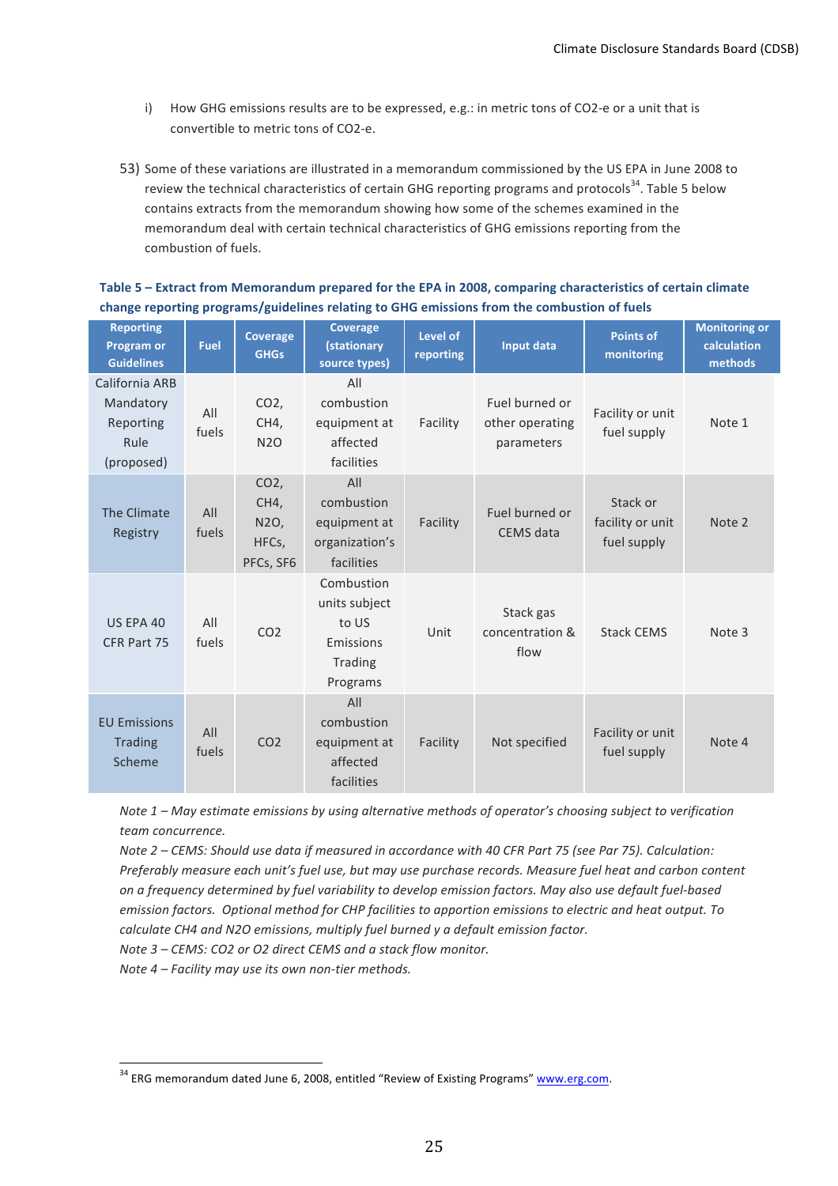i) How GHG emissions results are to be expressed, e.g.: in metric tons of $CO_2$-e or a unit that is convertible to metric tons of $CO_2$-e.

53) Some of these variations are illustrated in a memorandum commissioned by the US EPA in June 2008 to review the technical characteristics of certain GHG reporting programs and protocols[34]. Table 5 below contains extracts from the memorandum showing how some of the schemes examined in the memorandum deal with certain technical characteristics of GHG emissions reporting from the combustion of fuels.

**Table 5 – Extract from Memorandum prepared for the EPA in 2008, comparing characteristics of certain climate change reporting programs/guidelines relating to GHG emissions from the combustion of fuels**

| Reporting Program or Guidelines | Fuel | Coverage GHGs | Coverage (stationary source types) | Level of reporting | Input data | Points of monitoring | Monitoring or calculation methods |
|---|---|---|---|---|---|---|---|
| California ARB Mandatory Reporting Rule (proposed) | All fuels | $CO_2$, $CH_4$, $N_2O$ | All combustion equipment at affected facilities | Facility | Fuel burned or other operating parameters | Facility or unit fuel supply | Note 1 |
| The Climate Registry | All fuels | $CO_2$, $CH_4$, $N_2O$, HFCs, PFCs, $SF_6$ | All combustion equipment at organization's facilities | Facility | Fuel burned or CEMS data | Stack or facility or unit fuel supply | Note 2 |
| US EPA 40 CFR Part 75 | All fuels | $CO_2$ | Combustion units subject to US Emissions Trading Programs | Unit | Stack gas concentration & flow | Stack CEMS | Note 3 |
| EU Emissions Trading Scheme | All fuels | $CO_2$ | All combustion equipment at affected facilities | Facility | Not specified | Facility or unit fuel supply | Note 4 |

*Note 1 – May estimate emissions by using alternative methods of operator's choosing subject to verification team concurrence.*
*Note 2 – CEMS: Should use data if measured in accordance with 40 CFR Part 75 (see Par 75). Calculation: Preferably measure each unit's fuel use, but may use purchase records. Measure fuel heat and carbon content on a frequency determined by fuel variability to develop emission factors. May also use default fuel-based emission factors. Optional method for CHP facilities to apportion emissions to electric and heat output. To calculate $CH_4$ and $N_2O$ emissions, multiply fuel burned y a default emission factor.*
*Note 3 – CEMS: $CO_2$ or $O_2$ direct CEMS and a stack flow monitor.*
*Note 4 – Facility may use its own non-tier methods.*

[34] ERG memorandum dated June 6, 2008, entitled "Review of Existing Programs" www.erg.com.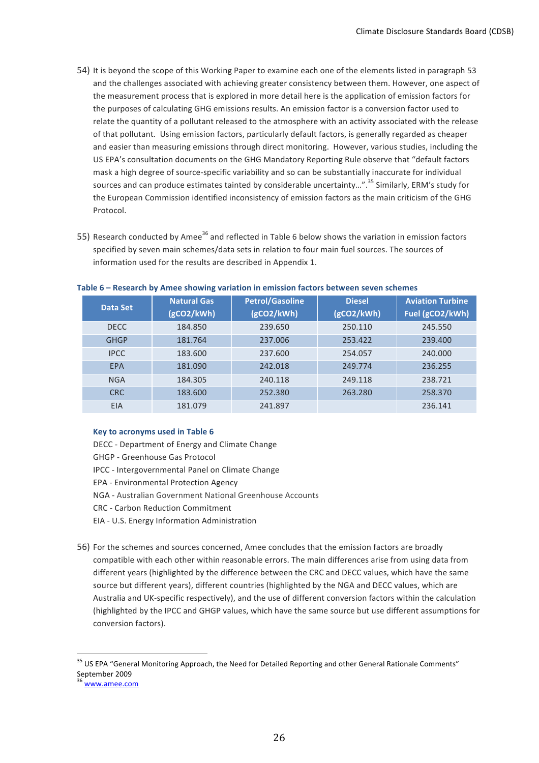54) It is beyond the scope of this Working Paper to examine each one of the elements listed in paragraph 53 and the challenges associated with achieving greater consistency between them. However, one aspect of the measurement process that is explored in more detail here is the application of emission factors for the purposes of calculating GHG emissions results. An emission factor is a conversion factor used to relate the quantity of a pollutant released to the atmosphere with an activity associated with the release of that pollutant. Using emission factors, particularly default factors, is generally regarded as cheaper and easier than measuring emissions through direct monitoring. However, various studies, including the US EPA's consultation documents on the GHG Mandatory Reporting Rule observe that "default factors mask a high degree of source-specific variability and so can be substantially inaccurate for individual sources and can produce estimates tainted by considerable uncertainty…".[35] Similarly, ERM's study for the European Commission identified inconsistency of emission factors as the main criticism of the GHG Protocol.

55) Research conducted by Amee[36] and reflected in Table 6 below shows the variation in emission factors specified by seven main schemes/data sets in relation to four main fuel sources. The sources of information used for the results are described in Appendix 1.

**Table 6 – Research by Amee showing variation in emission factors between seven schemes**

| Data Set | Natural Gas ($gCO_2/kWh$) | Petrol/Gasoline ($gCO_2/kWh$) | Diesel ($gCO_2/kWh$) | Aviation Turbine Fuel ($gCO_2/kWh$) |
|---|---|---|---|---|
| DECC | 184.850 | 239.650 | 250.110 | 245.550 |
| GHGP | 181.764 | 237.006 | 253.422 | 239.400 |
| IPCC | 183.600 | 237.600 | 254.057 | 240.000 |
| EPA | 181.090 | 242.018 | 249.774 | 236.255 |
| NGA | 184.305 | 240.118 | 249.118 | 238.721 |
| CRC | 183.600 | 252.380 | 263.280 | 258.370 |
| EIA | 181.079 | 241.897 | | 236.141 |

**Key to acronyms used in Table 6**

DECC - Department of Energy and Climate Change
GHGP - Greenhouse Gas Protocol
IPCC - Intergovernmental Panel on Climate Change
EPA - Environmental Protection Agency
NGA - Australian Government National Greenhouse Accounts
CRC - Carbon Reduction Commitment
EIA - U.S. Energy Information Administration

56) For the schemes and sources concerned, Amee concludes that the emission factors are broadly compatible with each other within reasonable errors. The main differences arise from using data from different years (highlighted by the difference between the CRC and DECC values, which have the same source but different years), different countries (highlighted by the NGA and DECC values, which are Australia and UK-specific respectively), and the use of different conversion factors within the calculation (highlighted by the IPCC and GHGP values, which have the same source but use different assumptions for conversion factors).

[35] US EPA "General Monitoring Approach, the Need for Detailed Reporting and other General Rationale Comments" September 2009
[36] www.amee.com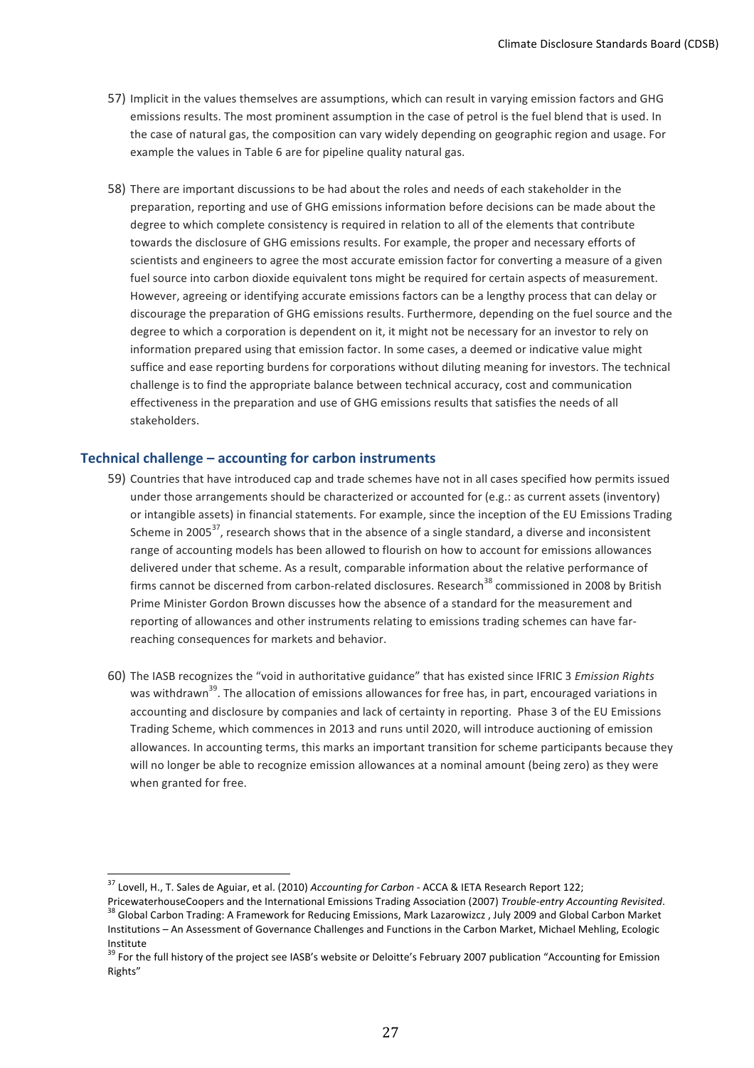57) Implicit in the values themselves are assumptions, which can result in varying emission factors and GHG emissions results. The most prominent assumption in the case of petrol is the fuel blend that is used. In the case of natural gas, the composition can vary widely depending on geographic region and usage. For example the values in Table 6 are for pipeline quality natural gas.

58) There are important discussions to be had about the roles and needs of each stakeholder in the preparation, reporting and use of GHG emissions information before decisions can be made about the degree to which complete consistency is required in relation to all of the elements that contribute towards the disclosure of GHG emissions results. For example, the proper and necessary efforts of scientists and engineers to agree the most accurate emission factor for converting a measure of a given fuel source into carbon dioxide equivalent tons might be required for certain aspects of measurement. However, agreeing or identifying accurate emissions factors can be a lengthy process that can delay or discourage the preparation of GHG emissions results. Furthermore, depending on the fuel source and the degree to which a corporation is dependent on it, it might not be necessary for an investor to rely on information prepared using that emission factor. In some cases, a deemed or indicative value might suffice and ease reporting burdens for corporations without diluting meaning for investors. The technical challenge is to find the appropriate balance between technical accuracy, cost and communication effectiveness in the preparation and use of GHG emissions results that satisfies the needs of all stakeholders.

### Technical challenge – accounting for carbon instruments

59) Countries that have introduced cap and trade schemes have not in all cases specified how permits issued under those arrangements should be characterized or accounted for (e.g.: as current assets (inventory) or intangible assets) in financial statements. For example, since the inception of the EU Emissions Trading Scheme in 2005[37], research shows that in the absence of a single standard, a diverse and inconsistent range of accounting models has been allowed to flourish on how to account for emissions allowances delivered under that scheme. As a result, comparable information about the relative performance of firms cannot be discerned from carbon-related disclosures. Research[38] commissioned in 2008 by British Prime Minister Gordon Brown discusses how the absence of a standard for the measurement and reporting of allowances and other instruments relating to emissions trading schemes can have far-reaching consequences for markets and behavior.

60) The IASB recognizes the "void in authoritative guidance" that has existed since IFRIC 3 *Emission Rights* was withdrawn[39]. The allocation of emissions allowances for free has, in part, encouraged variations in accounting and disclosure by companies and lack of certainty in reporting. Phase 3 of the EU Emissions Trading Scheme, which commences in 2013 and runs until 2020, will introduce auctioning of emission allowances. In accounting terms, this marks an important transition for scheme participants because they will no longer be able to recognize emission allowances at a nominal amount (being zero) as they were when granted for free.

---

[37] Lovell, H., T. Sales de Aguiar, et al. (2010) *Accounting for Carbon* - ACCA & IETA Research Report 122; PricewaterhouseCoopers and the International Emissions Trading Association (2007) *Trouble-entry Accounting Revisited*.

[38] Global Carbon Trading: A Framework for Reducing Emissions, Mark Lazarowizcz , July 2009 and Global Carbon Market Institutions – An Assessment of Governance Challenges and Functions in the Carbon Market, Michael Mehling, Ecologic Institute

[39] For the full history of the project see IASB's website or Deloitte's February 2007 publication "Accounting for Emission Rights"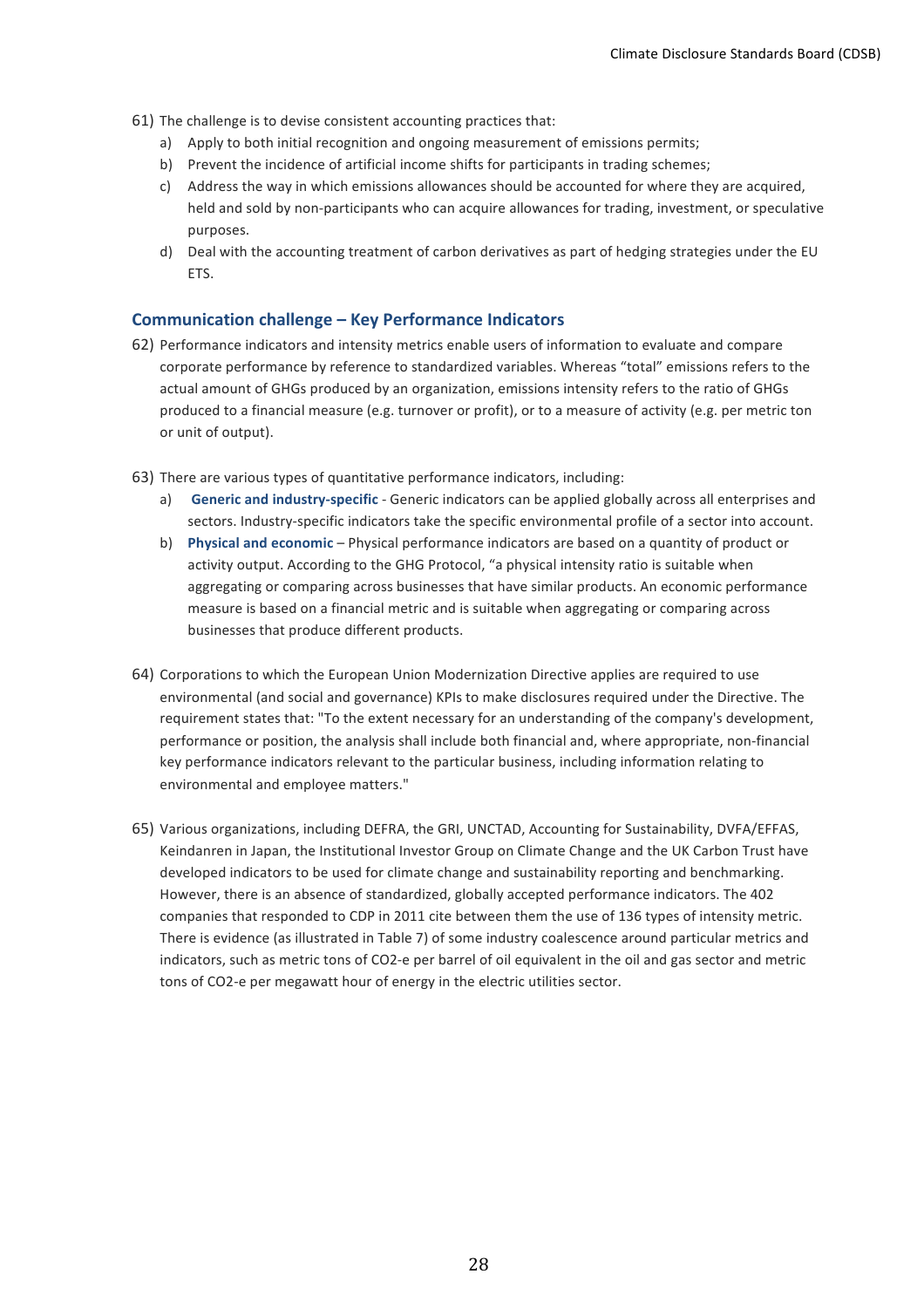61) The challenge is to devise consistent accounting practices that:
   a) Apply to both initial recognition and ongoing measurement of emissions permits;
   b) Prevent the incidence of artificial income shifts for participants in trading schemes;
   c) Address the way in which emissions allowances should be accounted for where they are acquired, held and sold by non-participants who can acquire allowances for trading, investment, or speculative purposes.
   d) Deal with the accounting treatment of carbon derivatives as part of hedging strategies under the EU ETS.

## Communication challenge – Key Performance Indicators

62) Performance indicators and intensity metrics enable users of information to evaluate and compare corporate performance by reference to standardized variables. Whereas "total" emissions refers to the actual amount of GHGs produced by an organization, emissions intensity refers to the ratio of GHGs produced to a financial measure (e.g. turnover or profit), or to a measure of activity (e.g. per metric ton or unit of output).

63) There are various types of quantitative performance indicators, including:
   a) **Generic and industry-specific** - Generic indicators can be applied globally across all enterprises and sectors. Industry-specific indicators take the specific environmental profile of a sector into account.
   b) **Physical and economic** – Physical performance indicators are based on a quantity of product or activity output. According to the GHG Protocol, "a physical intensity ratio is suitable when aggregating or comparing across businesses that have similar products. An economic performance measure is based on a financial metric and is suitable when aggregating or comparing across businesses that produce different products.

64) Corporations to which the European Union Modernization Directive applies are required to use environmental (and social and governance) KPIs to make disclosures required under the Directive. The requirement states that: "To the extent necessary for an understanding of the company's development, performance or position, the analysis shall include both financial and, where appropriate, non-financial key performance indicators relevant to the particular business, including information relating to environmental and employee matters."

65) Various organizations, including DEFRA, the GRI, UNCTAD, Accounting for Sustainability, DVFA/EFFAS, Keindanren in Japan, the Institutional Investor Group on Climate Change and the UK Carbon Trust have developed indicators to be used for climate change and sustainability reporting and benchmarking. However, there is an absence of standardized, globally accepted performance indicators. The 402 companies that responded to CDP in 2011 cite between them the use of 136 types of intensity metric. There is evidence (as illustrated in Table 7) of some industry coalescence around particular metrics and indicators, such as metric tons of $CO_2$-e per barrel of oil equivalent in the oil and gas sector and metric tons of $CO_2$-e per megawatt hour of energy in the electric utilities sector.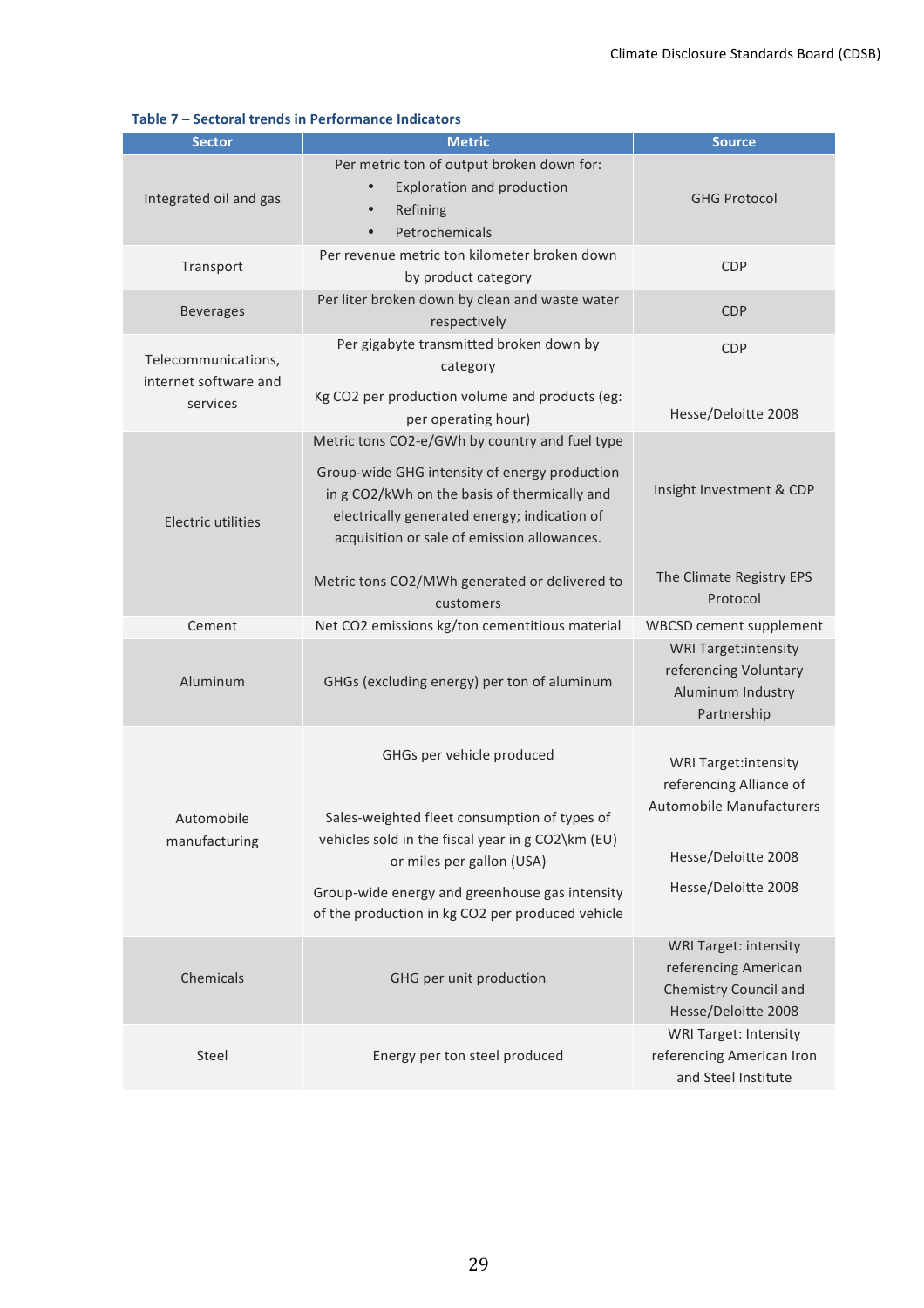**Table 7 – Sectoral trends in Performance Indicators**

| Sector | Metric | Source |
|---|---|---|
| Integrated oil and gas | Per metric ton of output broken down for: <br>• Exploration and production <br>• Refining <br>• Petrochemicals | GHG Protocol |
| Transport | Per revenue metric ton kilometer broken down by product category | CDP |
| Beverages | Per liter broken down by clean and waste water respectively | CDP |
| Telecommunications, internet software and services | Per gigabyte transmitted broken down by category <br><br>Kg $CO_2$ per production volume and products (eg: per operating hour) | CDP <br><br>Hesse/Deloitte 2008 |
| Electric utilities | Metric tons $CO_2$-e/GWh by country and fuel type <br><br>Group-wide GHG intensity of energy production in g $CO_2$/kWh on the basis of thermically and electrically generated energy; indication of acquisition or sale of emission allowances. <br><br>Metric tons $CO_2$/MWh generated or delivered to customers | Insight Investment & CDP <br><br>The Climate Registry EPS Protocol |
| Cement | Net $CO_2$ emissions kg/ton cementitious material | WBCSD cement supplement |
| Aluminum | GHGs (excluding energy) per ton of aluminum | WRI Target:intensity referencing Voluntary Aluminum Industry Partnership |
| Automobile manufacturing | GHGs per vehicle produced <br><br>Sales-weighted fleet consumption of types of vehicles sold in the fiscal year in g $CO_2$\km (EU) or miles per gallon (USA) <br><br>Group-wide energy and greenhouse gas intensity of the production in kg $CO_2$ per produced vehicle | WRI Target:intensity referencing Alliance of Automobile Manufacturers <br><br>Hesse/Deloitte 2008 <br><br>Hesse/Deloitte 2008 |
| Chemicals | GHG per unit production | WRI Target: intensity referencing American Chemistry Council and Hesse/Deloitte 2008 |
| Steel | Energy per ton steel produced | WRI Target: Intensity referencing American Iron and Steel Institute |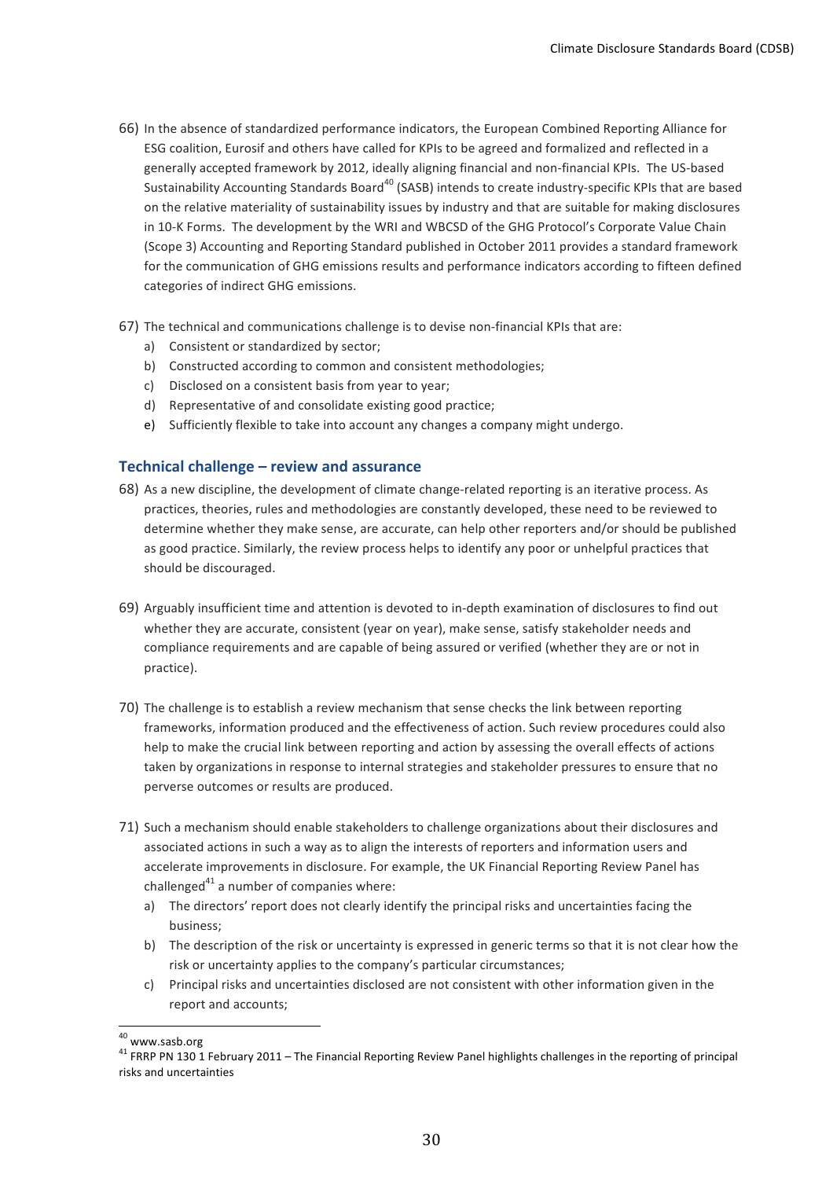66) In the absence of standardized performance indicators, the European Combined Reporting Alliance for ESG coalition, Eurosif and others have called for KPIs to be agreed and formalized and reflected in a generally accepted framework by 2012, ideally aligning financial and non-financial KPIs. The US-based Sustainability Accounting Standards Board[40] (SASB) intends to create industry-specific KPIs that are based on the relative materiality of sustainability issues by industry and that are suitable for making disclosures in 10-K Forms. The development by the WRI and WBCSD of the GHG Protocol's Corporate Value Chain (Scope 3) Accounting and Reporting Standard published in October 2011 provides a standard framework for the communication of GHG emissions results and performance indicators according to fifteen defined categories of indirect GHG emissions.

67) The technical and communications challenge is to devise non-financial KPIs that are:
    a) Consistent or standardized by sector;
    b) Constructed according to common and consistent methodologies;
    c) Disclosed on a consistent basis from year to year;
    d) Representative of and consolidate existing good practice;
    e) Sufficiently flexible to take into account any changes a company might undergo.

### Technical challenge – review and assurance

68) As a new discipline, the development of climate change-related reporting is an iterative process. As practices, theories, rules and methodologies are constantly developed, these need to be reviewed to determine whether they make sense, are accurate, can help other reporters and/or should be published as good practice. Similarly, the review process helps to identify any poor or unhelpful practices that should be discouraged.

69) Arguably insufficient time and attention is devoted to in-depth examination of disclosures to find out whether they are accurate, consistent (year on year), make sense, satisfy stakeholder needs and compliance requirements and are capable of being assured or verified (whether they are or not in practice).

70) The challenge is to establish a review mechanism that sense checks the link between reporting frameworks, information produced and the effectiveness of action. Such review procedures could also help to make the crucial link between reporting and action by assessing the overall effects of actions taken by organizations in response to internal strategies and stakeholder pressures to ensure that no perverse outcomes or results are produced.

71) Such a mechanism should enable stakeholders to challenge organizations about their disclosures and associated actions in such a way as to align the interests of reporters and information users and accelerate improvements in disclosure. For example, the UK Financial Reporting Review Panel has challenged[41] a number of companies where:
    a) The directors' report does not clearly identify the principal risks and uncertainties facing the business;
    b) The description of the risk or uncertainty is expressed in generic terms so that it is not clear how the risk or uncertainty applies to the company's particular circumstances;
    c) Principal risks and uncertainties disclosed are not consistent with other information given in the report and accounts;

[40] www.sasb.org

[41] FRRP PN 130 1 February 2011 – The Financial Reporting Review Panel highlights challenges in the reporting of principal risks and uncertainties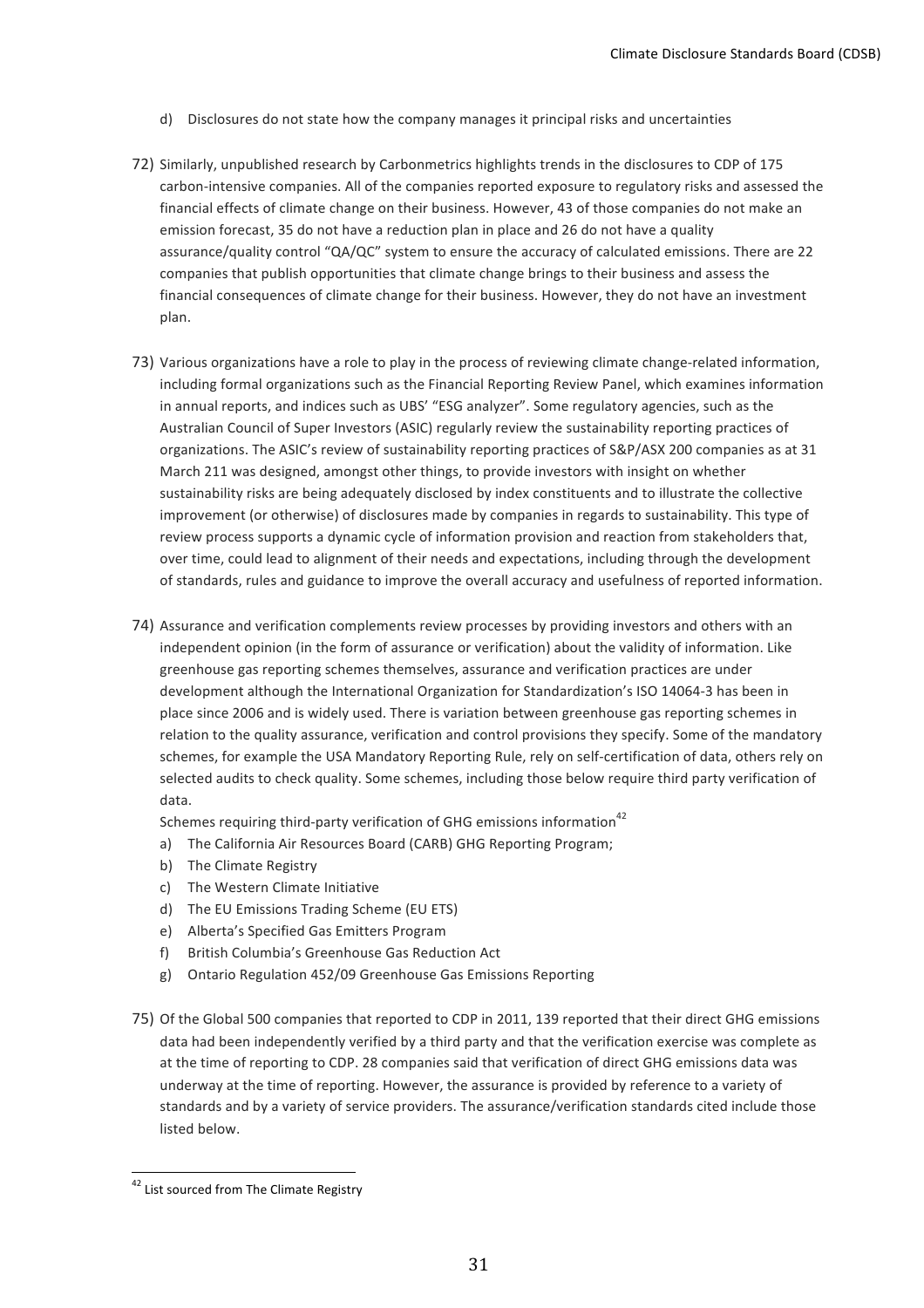d) Disclosures do not state how the company manages it principal risks and uncertainties

72) Similarly, unpublished research by Carbonmetrics highlights trends in the disclosures to CDP of 175 carbon-intensive companies. All of the companies reported exposure to regulatory risks and assessed the financial effects of climate change on their business. However, 43 of those companies do not make an emission forecast, 35 do not have a reduction plan in place and 26 do not have a quality assurance/quality control "QA/QC" system to ensure the accuracy of calculated emissions. There are 22 companies that publish opportunities that climate change brings to their business and assess the financial consequences of climate change for their business. However, they do not have an investment plan.

73) Various organizations have a role to play in the process of reviewing climate change-related information, including formal organizations such as the Financial Reporting Review Panel, which examines information in annual reports, and indices such as UBS' "ESG analyzer". Some regulatory agencies, such as the Australian Council of Super Investors (ASIC) regularly review the sustainability reporting practices of organizations. The ASIC's review of sustainability reporting practices of S&P/ASX 200 companies as at 31 March 211 was designed, amongst other things, to provide investors with insight on whether sustainability risks are being adequately disclosed by index constituents and to illustrate the collective improvement (or otherwise) of disclosures made by companies in regards to sustainability. This type of review process supports a dynamic cycle of information provision and reaction from stakeholders that, over time, could lead to alignment of their needs and expectations, including through the development of standards, rules and guidance to improve the overall accuracy and usefulness of reported information.

74) Assurance and verification complements review processes by providing investors and others with an independent opinion (in the form of assurance or verification) about the validity of information. Like greenhouse gas reporting schemes themselves, assurance and verification practices are under development although the International Organization for Standardization's ISO 14064-3 has been in place since 2006 and is widely used. There is variation between greenhouse gas reporting schemes in relation to the quality assurance, verification and control provisions they specify. Some of the mandatory schemes, for example the USA Mandatory Reporting Rule, rely on self-certification of data, others rely on selected audits to check quality. Some schemes, including those below require third party verification of data.

    Schemes requiring third-party verification of GHG emissions information[42]

    a) The California Air Resources Board (CARB) GHG Reporting Program;
    b) The Climate Registry
    c) The Western Climate Initiative
    d) The EU Emissions Trading Scheme (EU ETS)
    e) Alberta's Specified Gas Emitters Program
    f) British Columbia's Greenhouse Gas Reduction Act
    g) Ontario Regulation 452/09 Greenhouse Gas Emissions Reporting

75) Of the Global 500 companies that reported to CDP in 2011, 139 reported that their direct GHG emissions data had been independently verified by a third party and that the verification exercise was complete as at the time of reporting to CDP. 28 companies said that verification of direct GHG emissions data was underway at the time of reporting. However, the assurance is provided by reference to a variety of standards and by a variety of service providers. The assurance/verification standards cited include those listed below.

[42] List sourced from The Climate Registry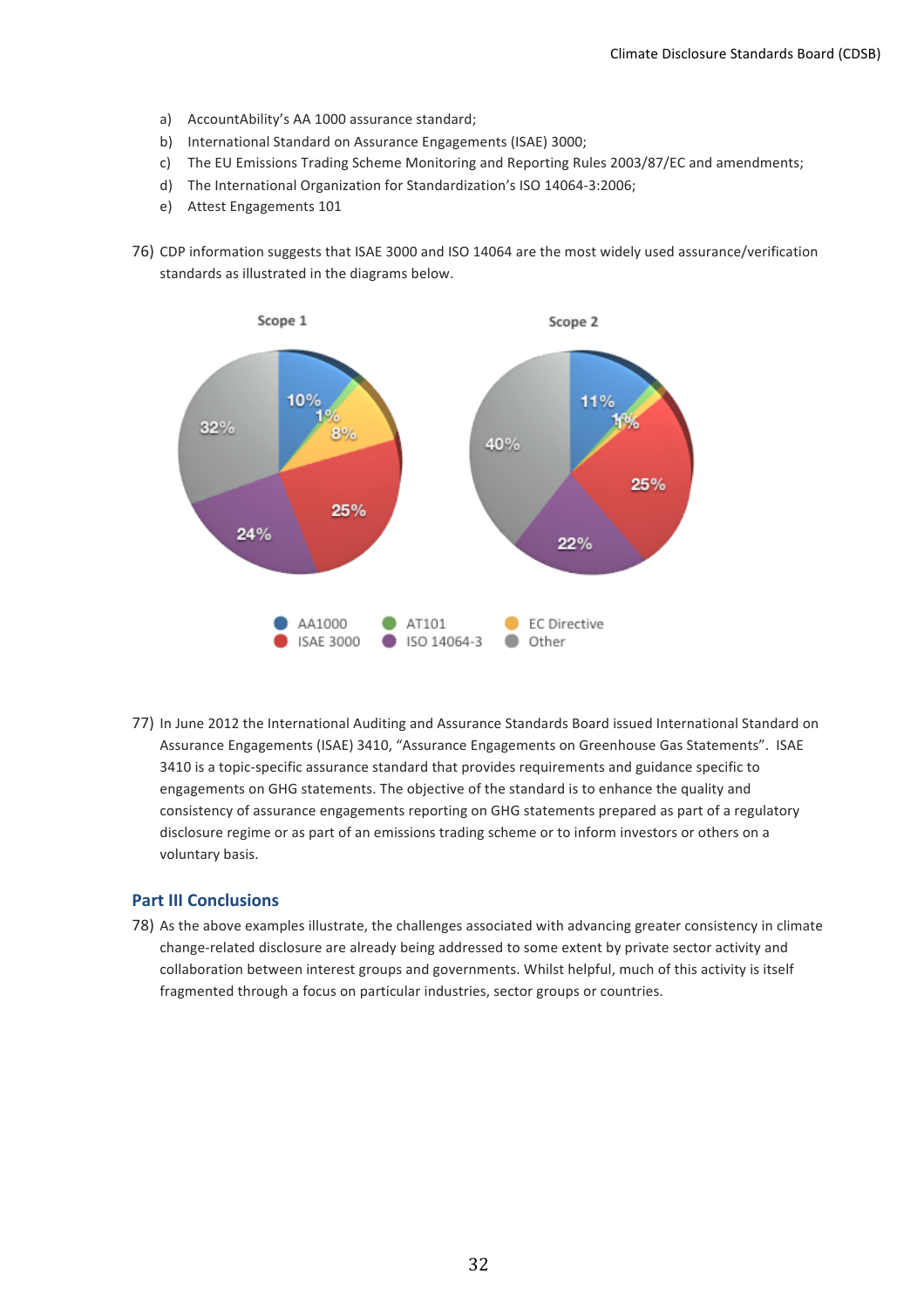a) AccountAbility's AA 1000 assurance standard;
b) International Standard on Assurance Engagements (ISAE) 3000;
c) The EU Emissions Trading Scheme Monitoring and Reporting Rules 2003/87/EC and amendments;
d) The International Organization for Standardization's ISO 14064-3:2006;
e) Attest Engagements 101

76) CDP information suggests that ISAE 3000 and ISO 14064 are the most widely used assurance/verification standards as illustrated in the diagrams below.

Scope 1: AA1000 10%, AT101 1%, EC Directive 8%, ISAE 3000 25%, ISO 14064-3 24%, Other 32%

Scope 2: AA1000 11%, AT101 1%, EC Directive 1%, ISAE 3000 25%, ISO 14064-3 22%, Other 40%

77) In June 2012 the International Auditing and Assurance Standards Board issued International Standard on Assurance Engagements (ISAE) 3410, "Assurance Engagements on Greenhouse Gas Statements". ISAE 3410 is a topic-specific assurance standard that provides requirements and guidance specific to engagements on GHG statements. The objective of the standard is to enhance the quality and consistency of assurance engagements reporting on GHG statements prepared as part of a regulatory disclosure regime or as part of an emissions trading scheme or to inform investors or others on a voluntary basis.

## Part III Conclusions

78) As the above examples illustrate, the challenges associated with advancing greater consistency in climate change-related disclosure are already being addressed to some extent by private sector activity and collaboration between interest groups and governments. Whilst helpful, much of this activity is itself fragmented through a focus on particular industries, sector groups or countries.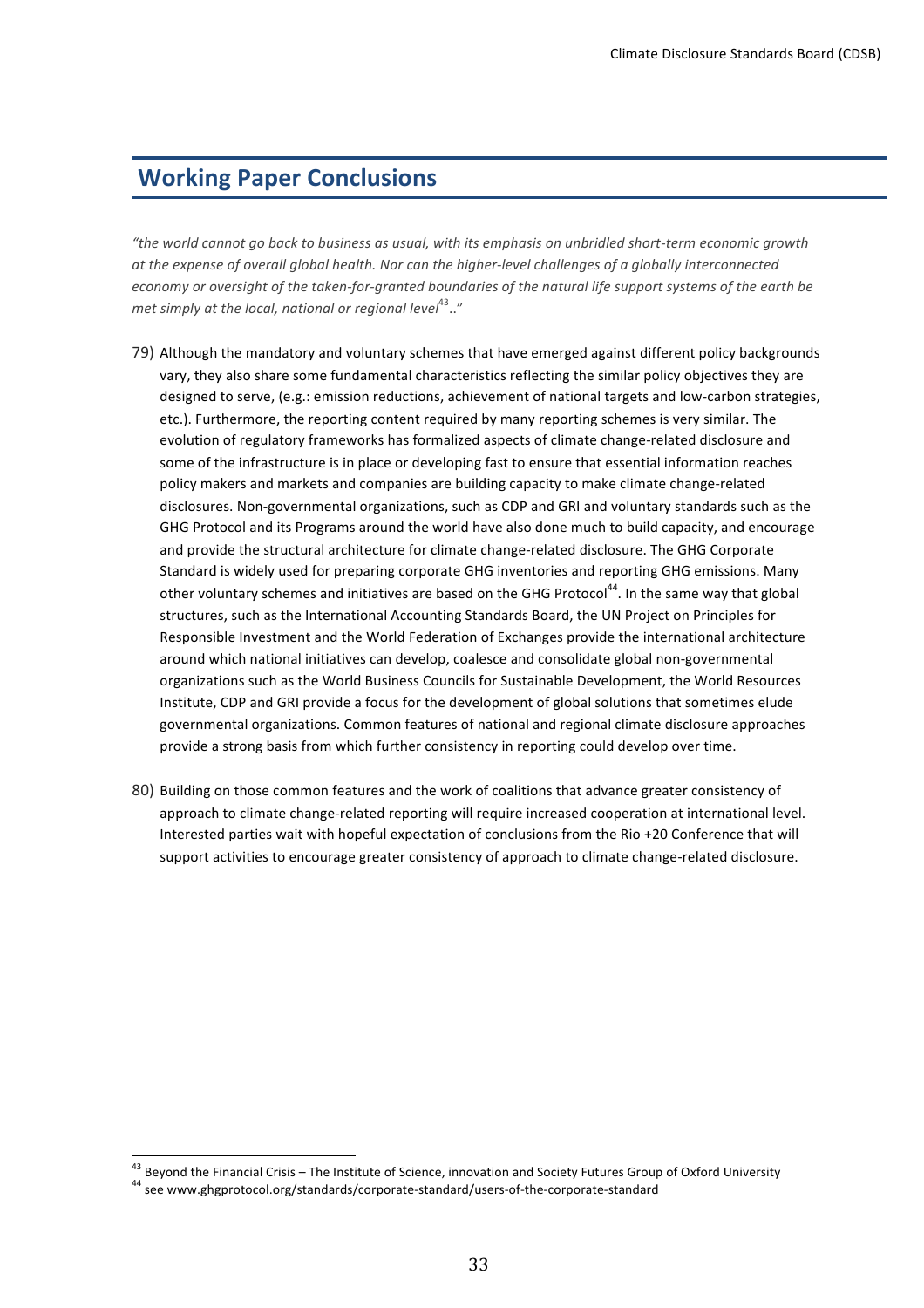## Working Paper Conclusions

*"the world cannot go back to business as usual, with its emphasis on unbridled short-term economic growth at the expense of overall global health. Nor can the higher-level challenges of a globally interconnected economy or oversight of the taken-for-granted boundaries of the natural life support systems of the earth be met simply at the local, national or regional level[43].."*

79) Although the mandatory and voluntary schemes that have emerged against different policy backgrounds vary, they also share some fundamental characteristics reflecting the similar policy objectives they are designed to serve, (e.g.: emission reductions, achievement of national targets and low-carbon strategies, etc.). Furthermore, the reporting content required by many reporting schemes is very similar. The evolution of regulatory frameworks has formalized aspects of climate change-related disclosure and some of the infrastructure is in place or developing fast to ensure that essential information reaches policy makers and markets and companies are building capacity to make climate change-related disclosures. Non-governmental organizations, such as CDP and GRI and voluntary standards such as the GHG Protocol and its Programs around the world have also done much to build capacity, and encourage and provide the structural architecture for climate change-related disclosure. The GHG Corporate Standard is widely used for preparing corporate GHG inventories and reporting GHG emissions. Many other voluntary schemes and initiatives are based on the GHG Protocol[44]. In the same way that global structures, such as the International Accounting Standards Board, the UN Project on Principles for Responsible Investment and the World Federation of Exchanges provide the international architecture around which national initiatives can develop, coalesce and consolidate global non-governmental organizations such as the World Business Councils for Sustainable Development, the World Resources Institute, CDP and GRI provide a focus for the development of global solutions that sometimes elude governmental organizations. Common features of national and regional climate disclosure approaches provide a strong basis from which further consistency in reporting could develop over time.

80) Building on those common features and the work of coalitions that advance greater consistency of approach to climate change-related reporting will require increased cooperation at international level. Interested parties wait with hopeful expectation of conclusions from the Rio +20 Conference that will support activities to encourage greater consistency of approach to climate change-related disclosure.

---

[43] Beyond the Financial Crisis – The Institute of Science, innovation and Society Futures Group of Oxford University

[44] see www.ghgprotocol.org/standards/corporate-standard/users-of-the-corporate-standard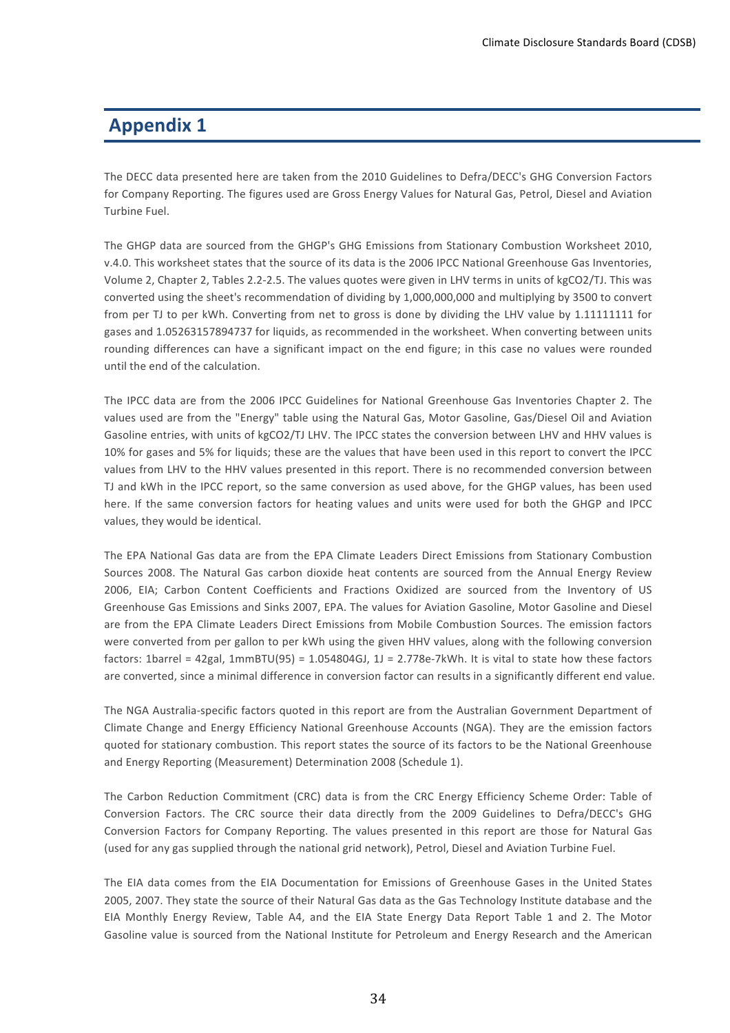# Appendix 1

The DECC data presented here are taken from the 2010 Guidelines to Defra/DECC's GHG Conversion Factors for Company Reporting. The figures used are Gross Energy Values for Natural Gas, Petrol, Diesel and Aviation Turbine Fuel.

The GHGP data are sourced from the GHGP's GHG Emissions from Stationary Combustion Worksheet 2010, v.4.0. This worksheet states that the source of its data is the 2006 IPCC National Greenhouse Gas Inventories, Volume 2, Chapter 2, Tables 2.2-2.5. The values quotes were given in LHV terms in units of kgCO2/TJ. This was converted using the sheet's recommendation of dividing by 1,000,000,000 and multiplying by 3500 to convert from per TJ to per kWh. Converting from net to gross is done by dividing the LHV value by 1.11111111 for gases and 1.05263157894737 for liquids, as recommended in the worksheet. When converting between units rounding differences can have a significant impact on the end figure; in this case no values were rounded until the end of the calculation.

The IPCC data are from the 2006 IPCC Guidelines for National Greenhouse Gas Inventories Chapter 2. The values used are from the "Energy" table using the Natural Gas, Motor Gasoline, Gas/Diesel Oil and Aviation Gasoline entries, with units of kgCO2/TJ LHV. The IPCC states the conversion between LHV and HHV values is 10% for gases and 5% for liquids; these are the values that have been used in this report to convert the IPCC values from LHV to the HHV values presented in this report. There is no recommended conversion between TJ and kWh in the IPCC report, so the same conversion as used above, for the GHGP values, has been used here. If the same conversion factors for heating values and units were used for both the GHGP and IPCC values, they would be identical.

The EPA National Gas data are from the EPA Climate Leaders Direct Emissions from Stationary Combustion Sources 2008. The Natural Gas carbon dioxide heat contents are sourced from the Annual Energy Review 2006, EIA; Carbon Content Coefficients and Fractions Oxidized are sourced from the Inventory of US Greenhouse Gas Emissions and Sinks 2007, EPA. The values for Aviation Gasoline, Motor Gasoline and Diesel are from the EPA Climate Leaders Direct Emissions from Mobile Combustion Sources. The emission factors were converted from per gallon to per kWh using the given HHV values, along with the following conversion factors: 1barrel = 42gal, 1mmBTU(95) = 1.054804GJ, 1J = 2.778e-7kWh. It is vital to state how these factors are converted, since a minimal difference in conversion factor can results in a significantly different end value.

The NGA Australia-specific factors quoted in this report are from the Australian Government Department of Climate Change and Energy Efficiency National Greenhouse Accounts (NGA). They are the emission factors quoted for stationary combustion. This report states the source of its factors to be the National Greenhouse and Energy Reporting (Measurement) Determination 2008 (Schedule 1).

The Carbon Reduction Commitment (CRC) data is from the CRC Energy Efficiency Scheme Order: Table of Conversion Factors. The CRC source their data directly from the 2009 Guidelines to Defra/DECC's GHG Conversion Factors for Company Reporting. The values presented in this report are those for Natural Gas (used for any gas supplied through the national grid network), Petrol, Diesel and Aviation Turbine Fuel.

The EIA data comes from the EIA Documentation for Emissions of Greenhouse Gases in the United States 2005, 2007. They state the source of their Natural Gas data as the Gas Technology Institute database and the EIA Monthly Energy Review, Table A4, and the EIA State Energy Data Report Table 1 and 2. The Motor Gasoline value is sourced from the National Institute for Petroleum and Energy Research and the American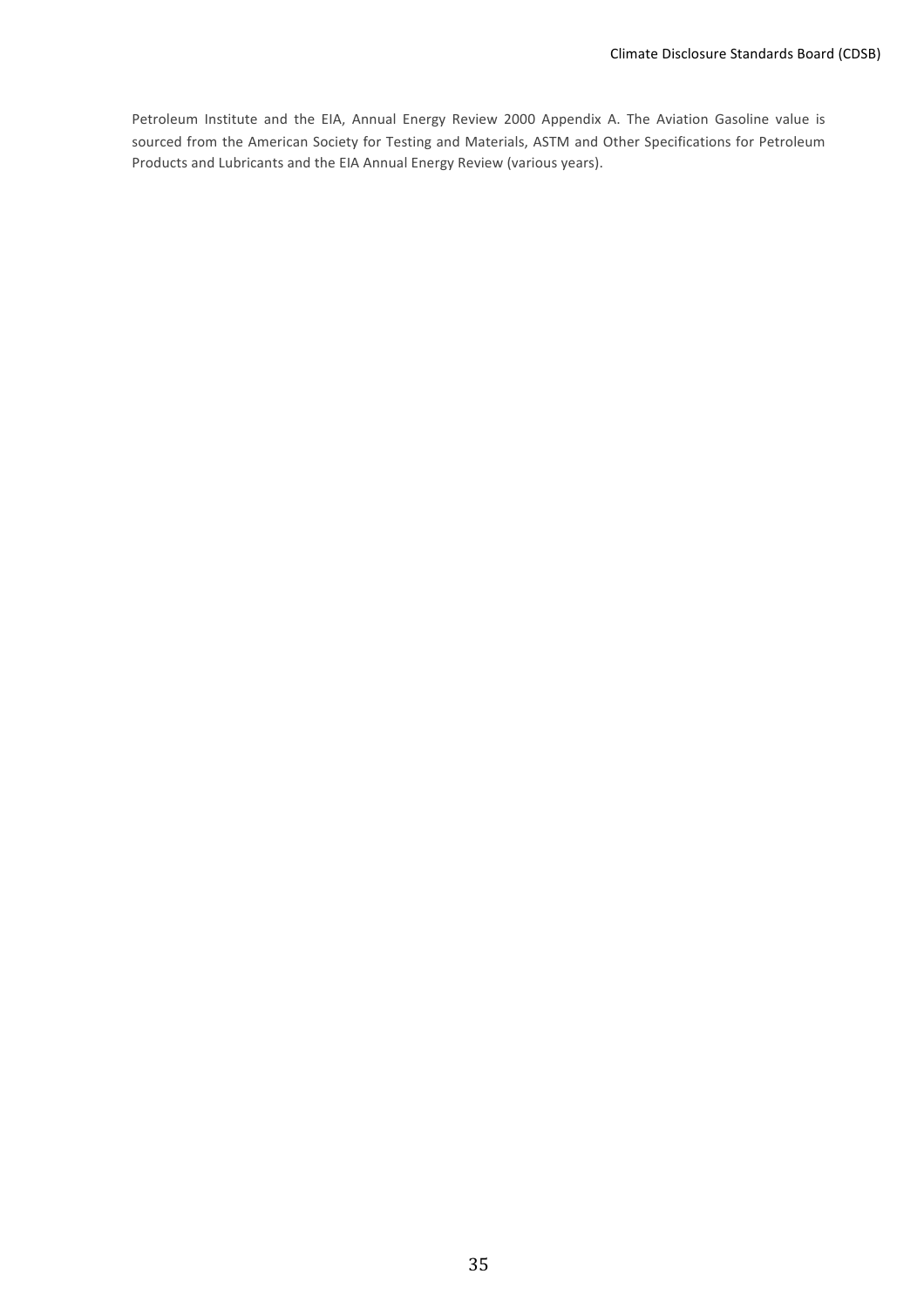Petroleum Institute and the EIA, Annual Energy Review 2000 Appendix A. The Aviation Gasoline value is sourced from the American Society for Testing and Materials, ASTM and Other Specifications for Petroleum Products and Lubricants and the EIA Annual Energy Review (various years).